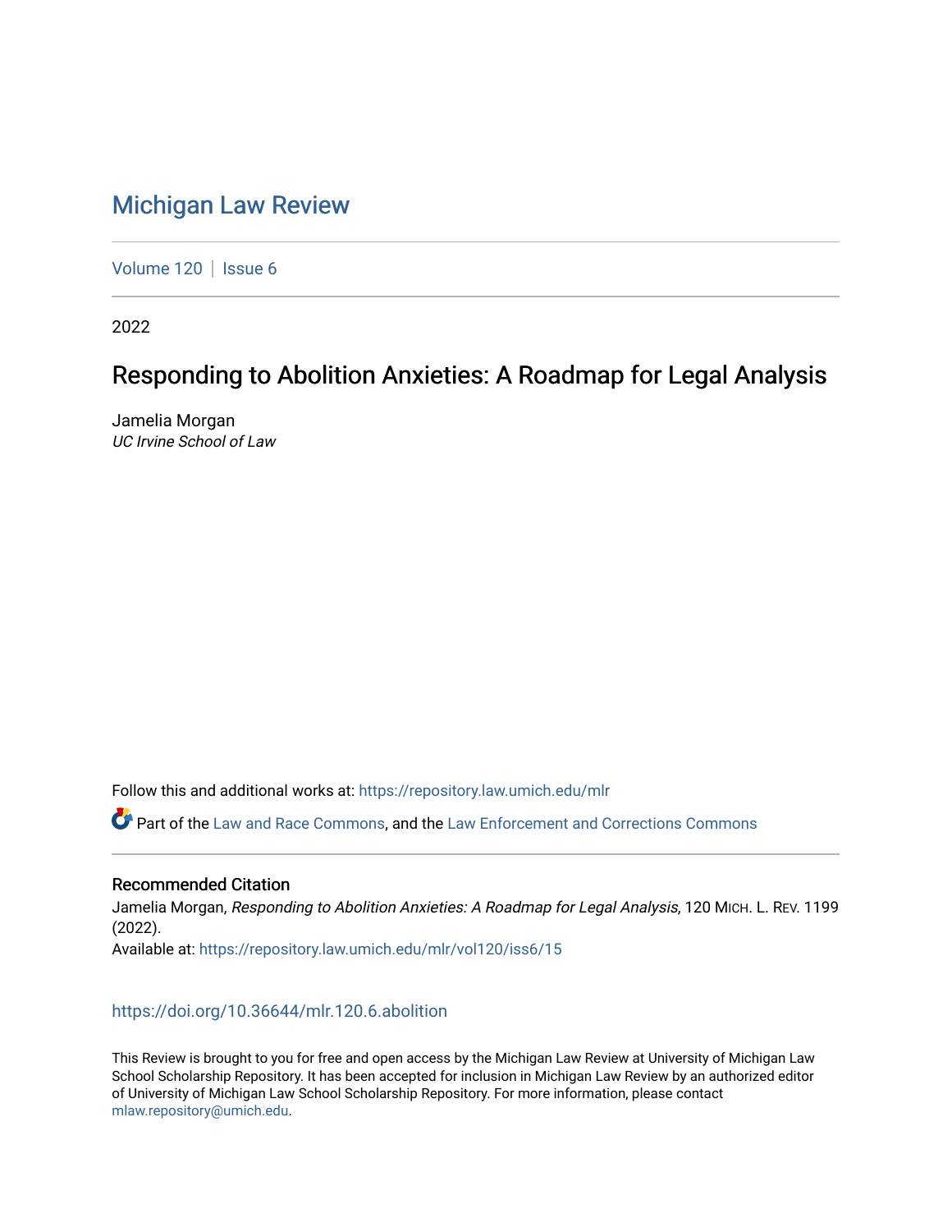# Michigan Law Review

Volume 120 | Issue 6

2022

## Responding to Abolition Anxieties: A Roadmap for Legal Analysis

Jamelia Morgan
*UC Irvine School of Law*

Follow this and additional works at: https://repository.law.umich.edu/mlr

Part of the Law and Race Commons, and the Law Enforcement and Corrections Commons

### Recommended Citation

Jamelia Morgan, *Responding to Abolition Anxieties: A Roadmap for Legal Analysis*, 120 MICH. L. REV. 1199 (2022).
Available at: https://repository.law.umich.edu/mlr/vol120/iss6/15

https://doi.org/10.36644/mlr.120.6.abolition

This Review is brought to you for free and open access by the Michigan Law Review at University of Michigan Law School Scholarship Repository. It has been accepted for inclusion in Michigan Law Review by an authorized editor of University of Michigan Law School Scholarship Repository. For more information, please contact mlaw.repository@umich.edu.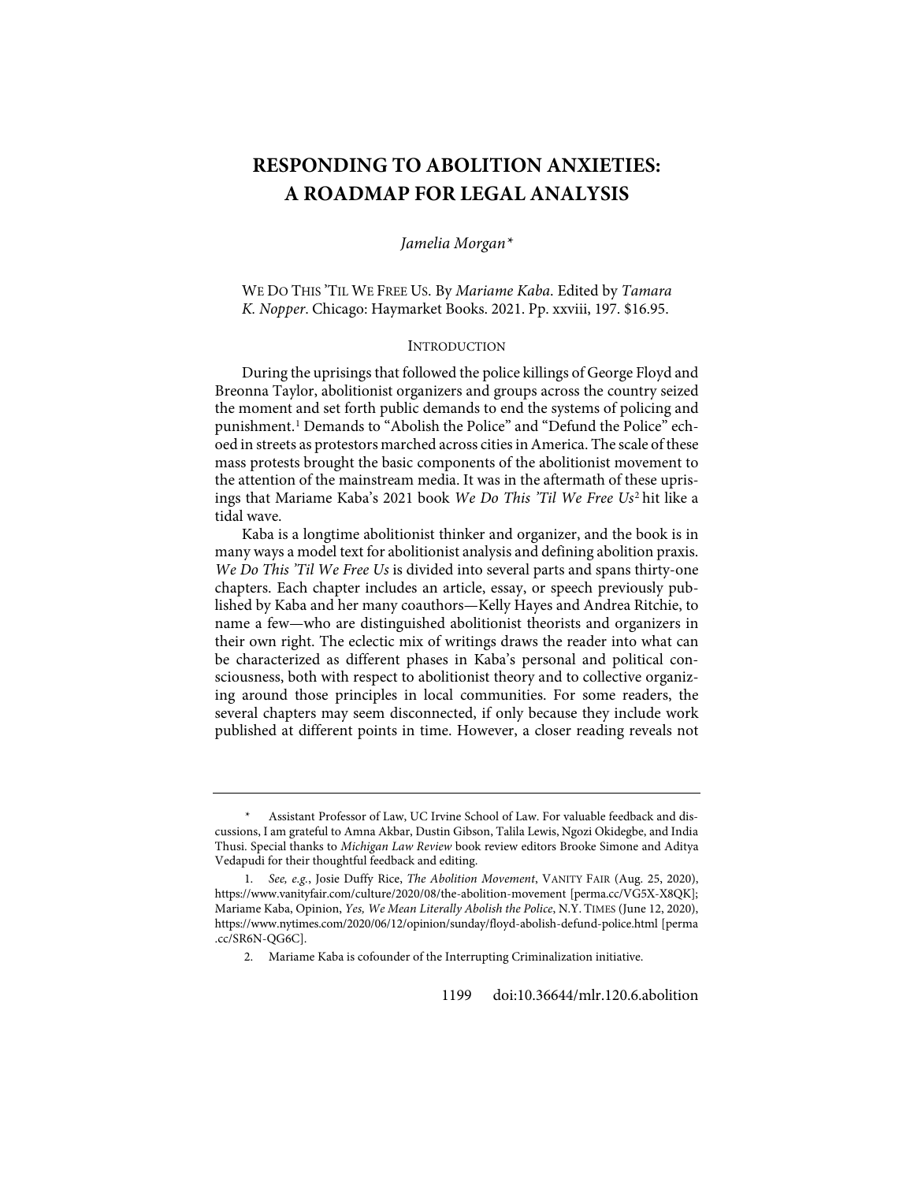# RESPONDING TO ABOLITION ANXIETIES: A ROADMAP FOR LEGAL ANALYSIS

*Jamelia Morgan\**

WE DO THIS 'TIL WE FREE US. By *Mariame Kaba*. Edited by *Tamara K. Nopper*. Chicago: Haymarket Books. 2021. Pp. xxviii, 197. $16.95.

## INTRODUCTION

During the uprisings that followed the police killings of George Floyd and Breonna Taylor, abolitionist organizers and groups across the country seized the moment and set forth public demands to end the systems of policing and punishment.[1] Demands to "Abolish the Police" and "Defund the Police" echoed in streets as protestors marched across cities in America. The scale of these mass protests brought the basic components of the abolitionist movement to the attention of the mainstream media. It was in the aftermath of these uprisings that Mariame Kaba's 2021 book *We Do This 'Til We Free Us*[2] hit like a tidal wave.

Kaba is a longtime abolitionist thinker and organizer, and the book is in many ways a model text for abolitionist analysis and defining abolition praxis. *We Do This 'Til We Free Us* is divided into several parts and spans thirty-one chapters. Each chapter includes an article, essay, or speech previously published by Kaba and her many coauthors—Kelly Hayes and Andrea Ritchie, to name a few—who are distinguished abolitionist theorists and organizers in their own right. The eclectic mix of writings draws the reader into what can be characterized as different phases in Kaba's personal and political consciousness, both with respect to abolitionist theory and to collective organizing around those principles in local communities. For some readers, the several chapters may seem disconnected, if only because they include work published at different points in time. However, a closer reading reveals not

---

\* Assistant Professor of Law, UC Irvine School of Law. For valuable feedback and discussions, I am grateful to Amna Akbar, Dustin Gibson, Talila Lewis, Ngozi Okidegbe, and India Thusi. Special thanks to *Michigan Law Review* book review editors Brooke Simone and Aditya Vedapudi for their thoughtful feedback and editing.

1. *See, e.g.*, Josie Duffy Rice, *The Abolition Movement*, VANITY FAIR (Aug. 25, 2020), https://www.vanityfair.com/culture/2020/08/the-abolition-movement [perma.cc/VG5X-X8QK]; Mariame Kaba, Opinion, *Yes, We Mean Literally Abolish the Police*, N.Y. TIMES (June 12, 2020), https://www.nytimes.com/2020/06/12/opinion/sunday/floyd-abolish-defund-police.html [perma.cc/SR6N-QG6C].

2. Mariame Kaba is cofounder of the Interrupting Criminalization initiative.

doi:10.36644/mlr.120.6.abolition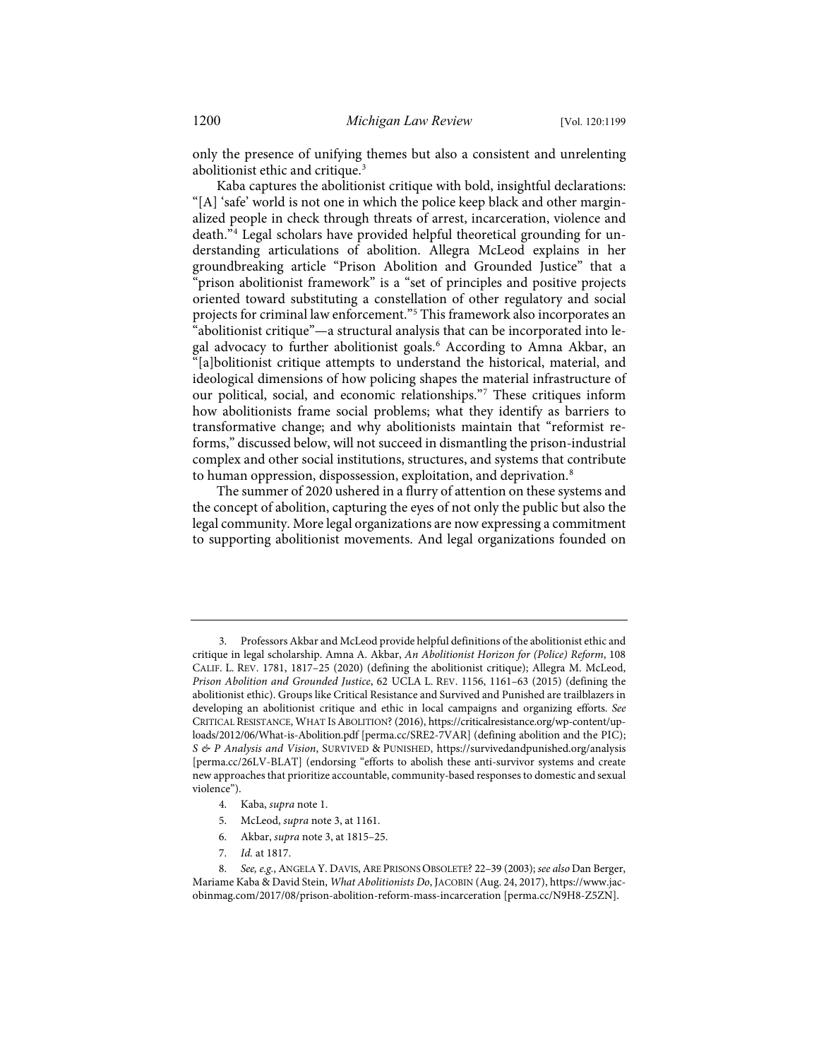only the presence of unifying themes but also a consistent and unrelenting abolitionist ethic and critique.[3]

Kaba captures the abolitionist critique with bold, insightful declarations: "[A] 'safe' world is not one in which the police keep black and other marginalized people in check through threats of arrest, incarceration, violence and death."[4] Legal scholars have provided helpful theoretical grounding for understanding articulations of abolition. Allegra McLeod explains in her groundbreaking article "Prison Abolition and Grounded Justice" that a "prison abolitionist framework" is a "set of principles and positive projects oriented toward substituting a constellation of other regulatory and social projects for criminal law enforcement."[5] This framework also incorporates an "abolitionist critique"—a structural analysis that can be incorporated into legal advocacy to further abolitionist goals.[6] According to Amna Akbar, an "[a]bolitionist critique attempts to understand the historical, material, and ideological dimensions of how policing shapes the material infrastructure of our political, social, and economic relationships."[7] These critiques inform how abolitionists frame social problems; what they identify as barriers to transformative change; and why abolitionists maintain that "reformist reforms," discussed below, will not succeed in dismantling the prison-industrial complex and other social institutions, structures, and systems that contribute to human oppression, dispossession, exploitation, and deprivation.[8]

The summer of 2020 ushered in a flurry of attention on these systems and the concept of abolition, capturing the eyes of not only the public but also the legal community. More legal organizations are now expressing a commitment to supporting abolitionist movements. And legal organizations founded on

---

3. Professors Akbar and McLeod provide helpful definitions of the abolitionist ethic and critique in legal scholarship. Amna A. Akbar, *An Abolitionist Horizon for (Police) Reform*, 108 CALIF. L. REV. 1781, 1817–25 (2020) (defining the abolitionist critique); Allegra M. McLeod, *Prison Abolition and Grounded Justice*, 62 UCLA L. REV. 1156, 1161–63 (2015) (defining the abolitionist ethic). Groups like Critical Resistance and Survived and Punished are trailblazers in developing an abolitionist critique and ethic in local campaigns and organizing efforts. *See* CRITICAL RESISTANCE, WHAT IS ABOLITION? (2016), https://criticalresistance.org/wp-content/uploads/2012/06/What-is-Abolition.pdf [perma.cc/SRE2-7VAR] (defining abolition and the PIC); *S & P Analysis and Vision*, SURVIVED & PUNISHED, https://survivedandpunished.org/analysis [perma.cc/26LV-BLAT] (endorsing "efforts to abolish these anti-survivor systems and create new approaches that prioritize accountable, community-based responses to domestic and sexual violence").

4. Kaba, *supra* note 1.

5. McLeod, *supra* note 3, at 1161.

6. Akbar, *supra* note 3, at 1815–25.

7. *Id.* at 1817.

8. *See, e.g.*, ANGELA Y. DAVIS, ARE PRISONS OBSOLETE? 22–39 (2003); *see also* Dan Berger, Mariame Kaba & David Stein, *What Abolitionists Do*, JACOBIN (Aug. 24, 2017), https://www.jacobinmag.com/2017/08/prison-abolition-reform-mass-incarceration [perma.cc/N9H8-Z5ZN].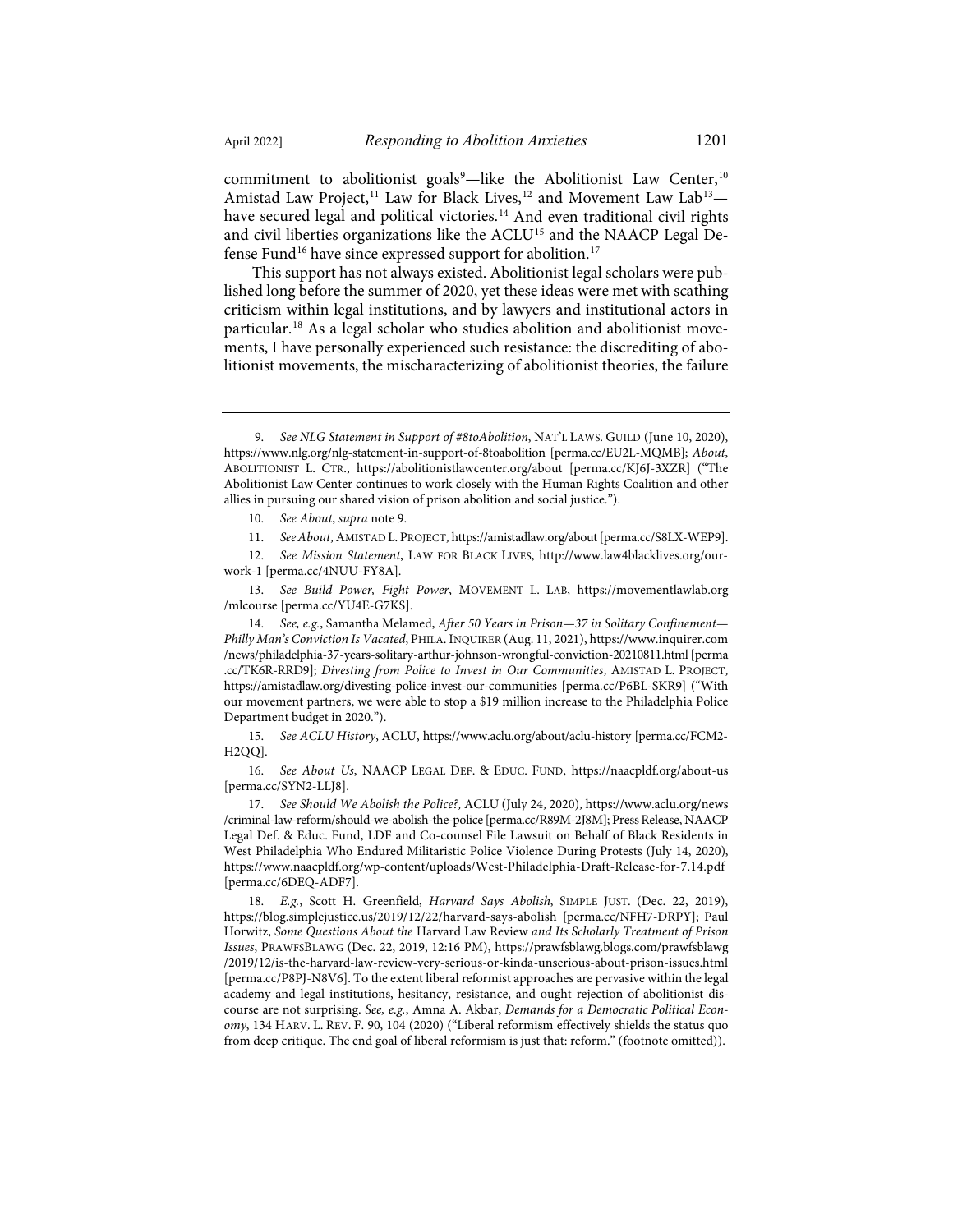commitment to abolitionist goals[9]—like the Abolitionist Law Center,[10] Amistad Law Project,[11] Law for Black Lives,[12] and Movement Law Lab[13]—have secured legal and political victories.[14] And even traditional civil rights and civil liberties organizations like the ACLU[15] and the NAACP Legal Defense Fund[16] have since expressed support for abolition.[17]

This support has not always existed. Abolitionist legal scholars were published long before the summer of 2020, yet these ideas were met with scathing criticism within legal institutions, and by lawyers and institutional actors in particular.[18] As a legal scholar who studies abolition and abolitionist movements, I have personally experienced such resistance: the discrediting of abolitionist movements, the mischaracterizing of abolitionist theories, the failure

---

9. *See NLG Statement in Support of #8toAbolition*, NAT'L LAWS. GUILD (June 10, 2020), https://www.nlg.org/nlg-statement-in-support-of-8toabolition [perma.cc/EU2L-MQMB]; *About*, ABOLITIONIST L. CTR., https://abolitionistlawcenter.org/about [perma.cc/KJ6J-3XZR] ("The Abolitionist Law Center continues to work closely with the Human Rights Coalition and other allies in pursuing our shared vision of prison abolition and social justice.").

10. *See About*, *supra* note 9.

11. *See About*, AMISTAD L. PROJECT, https://amistadlaw.org/about [perma.cc/S8LX-WEP9].

12. *See Mission Statement*, LAW FOR BLACK LIVES, http://www.law4blacklives.org/our-work-1 [perma.cc/4NUU-FY8A].

13. *See Build Power, Fight Power*, MOVEMENT L. LAB, https://movementlawlab.org/mlcourse [perma.cc/YU4E-G7KS].

14. *See, e.g.*, Samantha Melamed, *After 50 Years in Prison—37 in Solitary Confinement—Philly Man's Conviction Is Vacated*, PHILA. INQUIRER (Aug. 11, 2021), https://www.inquirer.com/news/philadelphia-37-years-solitary-arthur-johnson-wrongful-conviction-20210811.html [perma.cc/TK6R-RRD9]; *Divesting from Police to Invest in Our Communities*, AMISTAD L. PROJECT, https://amistadlaw.org/divesting-police-invest-our-communities [perma.cc/P6BL-SKR9] ("With our movement partners, we were able to stop a $19 million increase to the Philadelphia Police Department budget in 2020.").

15. *See ACLU History*, ACLU, https://www.aclu.org/about/aclu-history [perma.cc/FCM2-H2QQ].

16. *See About Us*, NAACP LEGAL DEF. & EDUC. FUND, https://naacpldf.org/about-us [perma.cc/SYN2-LLJ8].

17. *See Should We Abolish the Police?*, ACLU (July 24, 2020), https://www.aclu.org/news/criminal-law-reform/should-we-abolish-the-police [perma.cc/R89M-2J8M]; Press Release, NAACP Legal Def. & Educ. Fund, LDF and Co-counsel File Lawsuit on Behalf of Black Residents in West Philadelphia Who Endured Militaristic Police Violence During Protests (July 14, 2020), https://www.naacpldf.org/wp-content/uploads/West-Philadelphia-Draft-Release-for-7.14.pdf [perma.cc/6DEQ-ADF7].

18. *E.g.*, Scott H. Greenfield, *Harvard Says Abolish*, SIMPLE JUST. (Dec. 22, 2019), https://blog.simplejustice.us/2019/12/22/harvard-says-abolish [perma.cc/NFH7-DRPY]; Paul Horwitz, *Some Questions About the* Harvard Law Review *and Its Scholarly Treatment of Prison Issues*, PRAWFSBLAWG (Dec. 22, 2019, 12:16 PM), https://prawfsblawg.blogs.com/prawfsblawg/2019/12/is-the-harvard-law-review-very-serious-or-kinda-unserious-about-prison-issues.html [perma.cc/P8PJ-N8V6]. To the extent liberal reformist approaches are pervasive within the legal academy and legal institutions, hesitancy, resistance, and ought rejection of abolitionist discourse are not surprising. *See, e.g.*, Amna A. Akbar, *Demands for a Democratic Political Economy*, 134 HARV. L. REV. F. 90, 104 (2020) ("Liberal reformism effectively shields the status quo from deep critique. The end goal of liberal reformism is just that: reform." (footnote omitted)).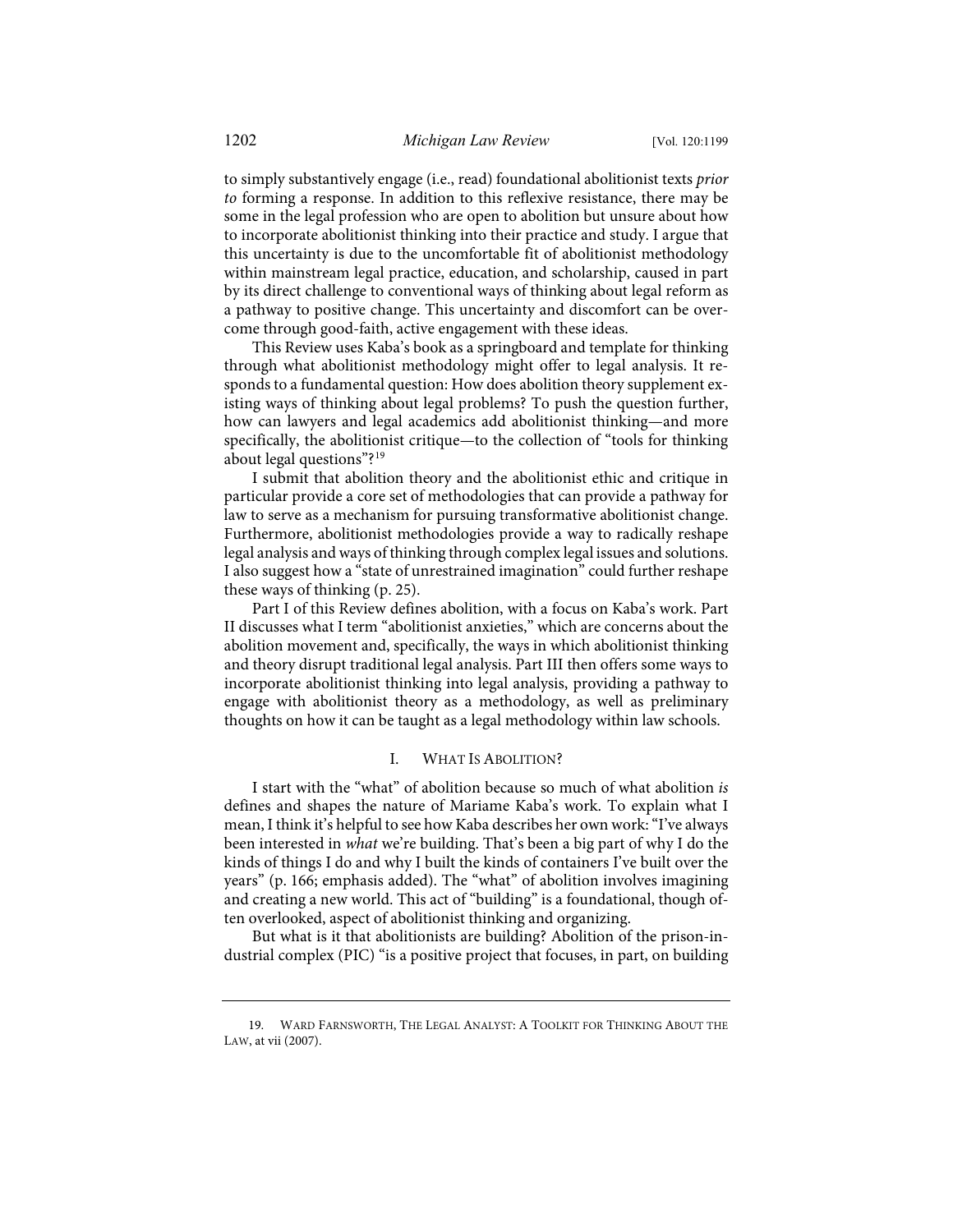to simply substantively engage (i.e., read) foundational abolitionist texts *prior to* forming a response. In addition to this reflexive resistance, there may be some in the legal profession who are open to abolition but unsure about how to incorporate abolitionist thinking into their practice and study. I argue that this uncertainty is due to the uncomfortable fit of abolitionist methodology within mainstream legal practice, education, and scholarship, caused in part by its direct challenge to conventional ways of thinking about legal reform as a pathway to positive change. This uncertainty and discomfort can be overcome through good-faith, active engagement with these ideas.

This Review uses Kaba's book as a springboard and template for thinking through what abolitionist methodology might offer to legal analysis. It responds to a fundamental question: How does abolition theory supplement existing ways of thinking about legal problems? To push the question further, how can lawyers and legal academics add abolitionist thinking—and more specifically, the abolitionist critique—to the collection of "tools for thinking about legal questions"?[19]

I submit that abolition theory and the abolitionist ethic and critique in particular provide a core set of methodologies that can provide a pathway for law to serve as a mechanism for pursuing transformative abolitionist change. Furthermore, abolitionist methodologies provide a way to radically reshape legal analysis and ways of thinking through complex legal issues and solutions. I also suggest how a "state of unrestrained imagination" could further reshape these ways of thinking (p. 25).

Part I of this Review defines abolition, with a focus on Kaba's work. Part II discusses what I term "abolitionist anxieties," which are concerns about the abolition movement and, specifically, the ways in which abolitionist thinking and theory disrupt traditional legal analysis. Part III then offers some ways to incorporate abolitionist thinking into legal analysis, providing a pathway to engage with abolitionist theory as a methodology, as well as preliminary thoughts on how it can be taught as a legal methodology within law schools.

## I. What Is Abolition?

I start with the "what" of abolition because so much of what abolition *is* defines and shapes the nature of Mariame Kaba's work. To explain what I mean, I think it's helpful to see how Kaba describes her own work: "I've always been interested in *what* we're building. That's been a big part of why I do the kinds of things I do and why I built the kinds of containers I've built over the years" (p. 166; emphasis added). The "what" of abolition involves imagining and creating a new world. This act of "building" is a foundational, though often overlooked, aspect of abolitionist thinking and organizing.

But what is it that abolitionists are building? Abolition of the prison-industrial complex (PIC) "is a positive project that focuses, in part, on building

---

19. Ward Farnsworth, The Legal Analyst: A Toolkit for Thinking About the Law, at vii (2007).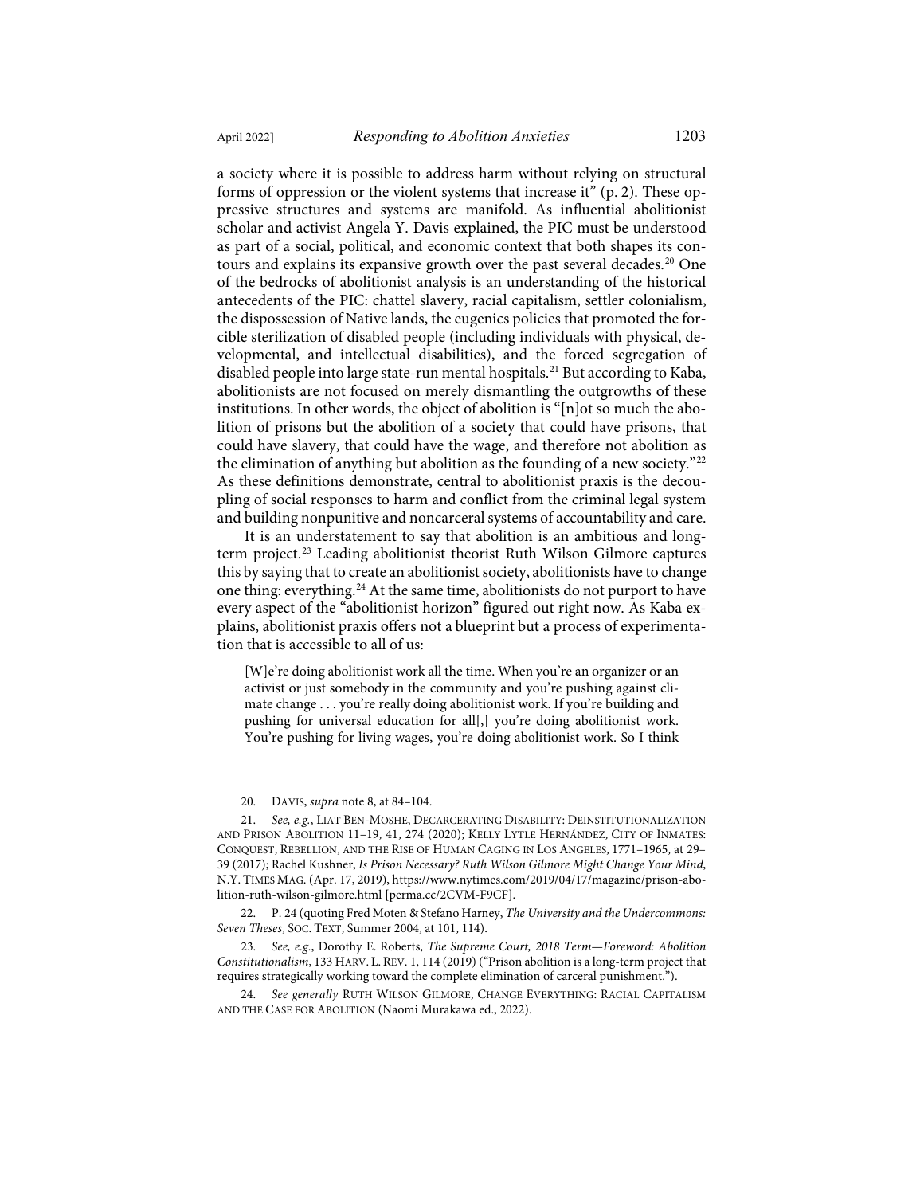a society where it is possible to address harm without relying on structural forms of oppression or the violent systems that increase it" (p. 2). These oppressive structures and systems are manifold. As influential abolitionist scholar and activist Angela Y. Davis explained, the PIC must be understood as part of a social, political, and economic context that both shapes its contours and explains its expansive growth over the past several decades.[20] One of the bedrocks of abolitionist analysis is an understanding of the historical antecedents of the PIC: chattel slavery, racial capitalism, settler colonialism, the dispossession of Native lands, the eugenics policies that promoted the forcible sterilization of disabled people (including individuals with physical, developmental, and intellectual disabilities), and the forced segregation of disabled people into large state-run mental hospitals.[21] But according to Kaba, abolitionists are not focused on merely dismantling the outgrowths of these institutions. In other words, the object of abolition is "[n]ot so much the abolition of prisons but the abolition of a society that could have prisons, that could have slavery, that could have the wage, and therefore not abolition as the elimination of anything but abolition as the founding of a new society."[22] As these definitions demonstrate, central to abolitionist praxis is the decoupling of social responses to harm and conflict from the criminal legal system and building nonpunitive and noncarceral systems of accountability and care.

It is an understatement to say that abolition is an ambitious and long-term project.[23] Leading abolitionist theorist Ruth Wilson Gilmore captures this by saying that to create an abolitionist society, abolitionists have to change one thing: everything.[24] At the same time, abolitionists do not purport to have every aspect of the "abolitionist horizon" figured out right now. As Kaba explains, abolitionist praxis offers not a blueprint but a process of experimentation that is accessible to all of us:

> [W]e're doing abolitionist work all the time. When you're an organizer or an activist or just somebody in the community and you're pushing against climate change . . . you're really doing abolitionist work. If you're building and pushing for universal education for all[,] you're doing abolitionist work. You're pushing for living wages, you're doing abolitionist work. So I think

---

20. DAVIS, *supra* note 8, at 84–104.

21. *See, e.g.*, LIAT BEN-MOSHE, DECARCERATING DISABILITY: DEINSTITUTIONALIZATION AND PRISON ABOLITION 11–19, 41, 274 (2020); KELLY LYTLE HERNÁNDEZ, CITY OF INMATES: CONQUEST, REBELLION, AND THE RISE OF HUMAN CAGING IN LOS ANGELES, 1771–1965, at 29–39 (2017); Rachel Kushner, *Is Prison Necessary? Ruth Wilson Gilmore Might Change Your Mind*, N.Y. TIMES MAG. (Apr. 17, 2019), https://www.nytimes.com/2019/04/17/magazine/prison-abolition-ruth-wilson-gilmore.html [perma.cc/2CVM-F9CF].

22. P. 24 (quoting Fred Moten & Stefano Harney, *The University and the Undercommons: Seven Theses*, SOC. TEXT, Summer 2004, at 101, 114).

23. *See, e.g.*, Dorothy E. Roberts, *The Supreme Court, 2018 Term—Foreword: Abolition Constitutionalism*, 133 HARV. L. REV. 1, 114 (2019) ("Prison abolition is a long-term project that requires strategically working toward the complete elimination of carceral punishment.").

24. *See generally* RUTH WILSON GILMORE, CHANGE EVERYTHING: RACIAL CAPITALISM AND THE CASE FOR ABOLITION (Naomi Murakawa ed., 2022).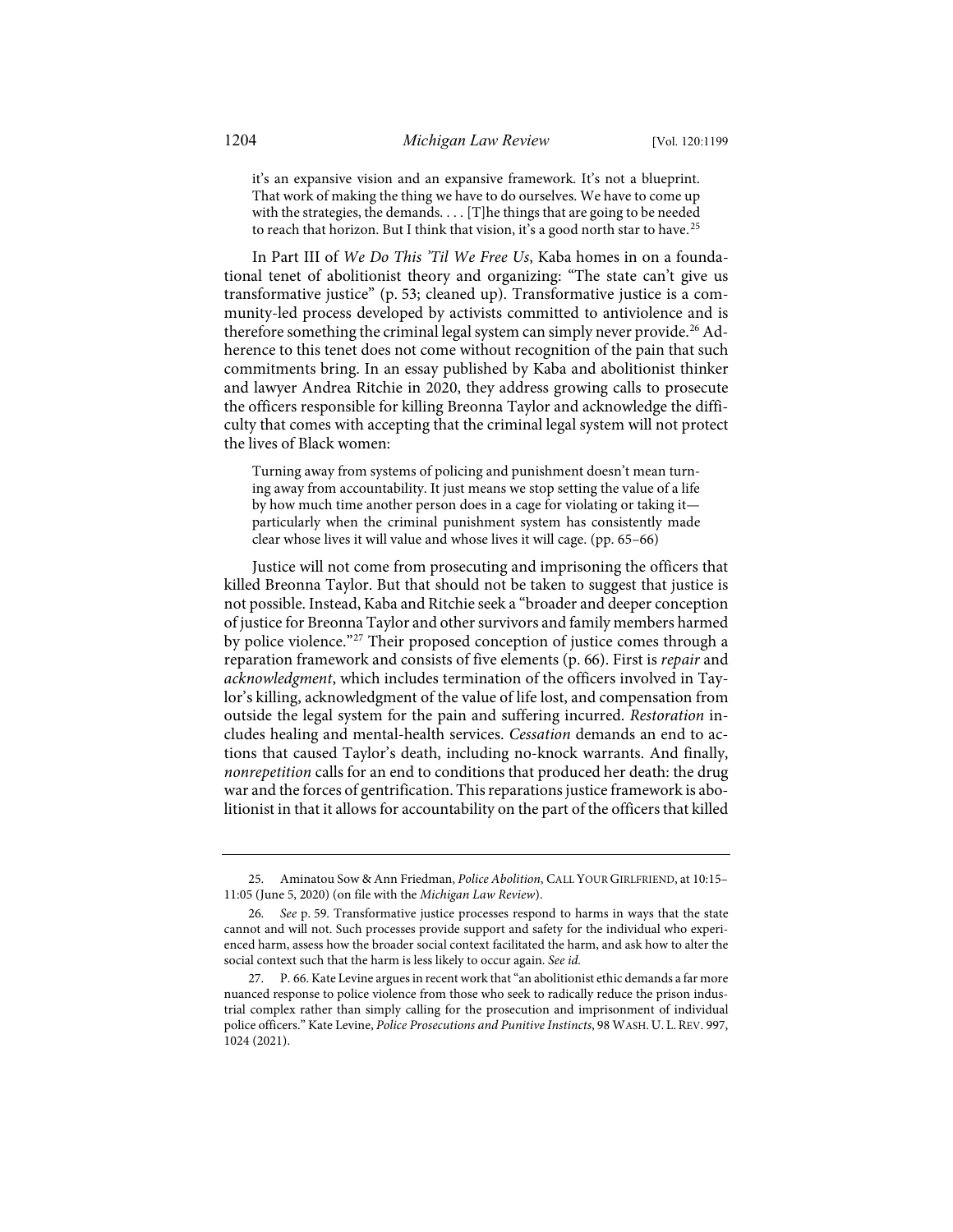> it's an expansive vision and an expansive framework. It's not a blueprint. That work of making the thing we have to do ourselves. We have to come up with the strategies, the demands. . . . [T]he things that are going to be needed to reach that horizon. But I think that vision, it's a good north star to have.[25]

In Part III of *We Do This 'Til We Free Us*, Kaba homes in on a foundational tenet of abolitionist theory and organizing: "The state can't give us transformative justice" (p. 53; cleaned up). Transformative justice is a community-led process developed by activists committed to antiviolence and is therefore something the criminal legal system can simply never provide.[26] Adherence to this tenet does not come without recognition of the pain that such commitments bring. In an essay published by Kaba and abolitionist thinker and lawyer Andrea Ritchie in 2020, they address growing calls to prosecute the officers responsible for killing Breonna Taylor and acknowledge the difficulty that comes with accepting that the criminal legal system will not protect the lives of Black women:

> Turning away from systems of policing and punishment doesn't mean turning away from accountability. It just means we stop setting the value of a life by how much time another person does in a cage for violating or taking it—particularly when the criminal punishment system has consistently made clear whose lives it will value and whose lives it will cage. (pp. 65–66)

Justice will not come from prosecuting and imprisoning the officers that killed Breonna Taylor. But that should not be taken to suggest that justice is not possible. Instead, Kaba and Ritchie seek a "broader and deeper conception of justice for Breonna Taylor and other survivors and family members harmed by police violence."[27] Their proposed conception of justice comes through a reparation framework and consists of five elements (p. 66). First is *repair* and *acknowledgment*, which includes termination of the officers involved in Taylor's killing, acknowledgment of the value of life lost, and compensation from outside the legal system for the pain and suffering incurred. *Restoration* includes healing and mental-health services. *Cessation* demands an end to actions that caused Taylor's death, including no-knock warrants. And finally, *nonrepetition* calls for an end to conditions that produced her death: the drug war and the forces of gentrification. This reparations justice framework is abolitionist in that it allows for accountability on the part of the officers that killed

---

25. Aminatou Sow & Ann Friedman, *Police Abolition*, CALL YOUR GIRLFRIEND, at 10:15–11:05 (June 5, 2020) (on file with the *Michigan Law Review*).

26. *See* p. 59. Transformative justice processes respond to harms in ways that the state cannot and will not. Such processes provide support and safety for the individual who experienced harm, assess how the broader social context facilitated the harm, and ask how to alter the social context such that the harm is less likely to occur again. *See id.*

27. P. 66. Kate Levine argues in recent work that "an abolitionist ethic demands a far more nuanced response to police violence from those who seek to radically reduce the prison industrial complex rather than simply calling for the prosecution and imprisonment of individual police officers." Kate Levine, *Police Prosecutions and Punitive Instincts*, 98 WASH. U. L. REV. 997, 1024 (2021).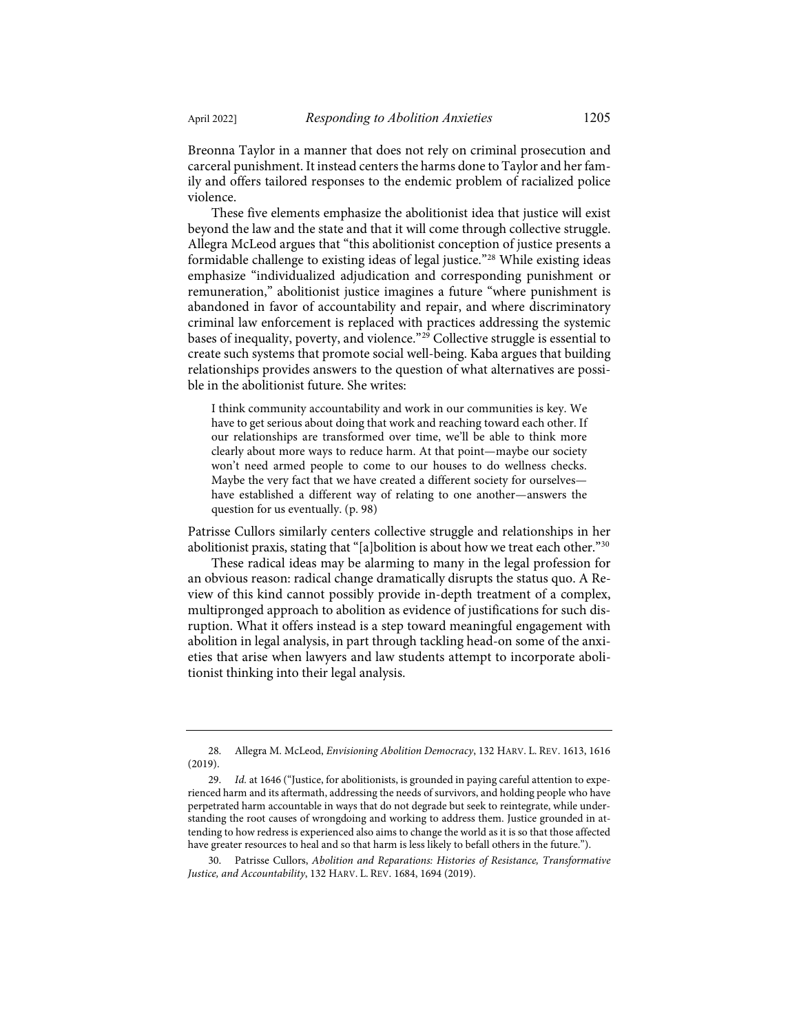Breonna Taylor in a manner that does not rely on criminal prosecution and carceral punishment. It instead centers the harms done to Taylor and her family and offers tailored responses to the endemic problem of racialized police violence.

These five elements emphasize the abolitionist idea that justice will exist beyond the law and the state and that it will come through collective struggle. Allegra McLeod argues that "this abolitionist conception of justice presents a formidable challenge to existing ideas of legal justice."[28] While existing ideas emphasize "individualized adjudication and corresponding punishment or remuneration," abolitionist justice imagines a future "where punishment is abandoned in favor of accountability and repair, and where discriminatory criminal law enforcement is replaced with practices addressing the systemic bases of inequality, poverty, and violence."[29] Collective struggle is essential to create such systems that promote social well-being. Kaba argues that building relationships provides answers to the question of what alternatives are possible in the abolitionist future. She writes:

> I think community accountability and work in our communities is key. We have to get serious about doing that work and reaching toward each other. If our relationships are transformed over time, we'll be able to think more clearly about more ways to reduce harm. At that point—maybe our society won't need armed people to come to our houses to do wellness checks. Maybe the very fact that we have created a different society for ourselves—have established a different way of relating to one another—answers the question for us eventually. (p. 98)

Patrisse Cullors similarly centers collective struggle and relationships in her abolitionist praxis, stating that "[a]bolition is about how we treat each other."[30]

These radical ideas may be alarming to many in the legal profession for an obvious reason: radical change dramatically disrupts the status quo. A Review of this kind cannot possibly provide in-depth treatment of a complex, multipronged approach to abolition as evidence of justifications for such disruption. What it offers instead is a step toward meaningful engagement with abolition in legal analysis, in part through tackling head-on some of the anxieties that arise when lawyers and law students attempt to incorporate abolitionist thinking into their legal analysis.

---

28. Allegra M. McLeod, *Envisioning Abolition Democracy*, 132 HARV. L. REV. 1613, 1616 (2019).

29. *Id.* at 1646 ("Justice, for abolitionists, is grounded in paying careful attention to experienced harm and its aftermath, addressing the needs of survivors, and holding people who have perpetrated harm accountable in ways that do not degrade but seek to reintegrate, while understanding the root causes of wrongdoing and working to address them. Justice grounded in attending to how redress is experienced also aims to change the world as it is so that those affected have greater resources to heal and so that harm is less likely to befall others in the future.").

30. Patrisse Cullors, *Abolition and Reparations: Histories of Resistance, Transformative Justice, and Accountability*, 132 HARV. L. REV. 1684, 1694 (2019).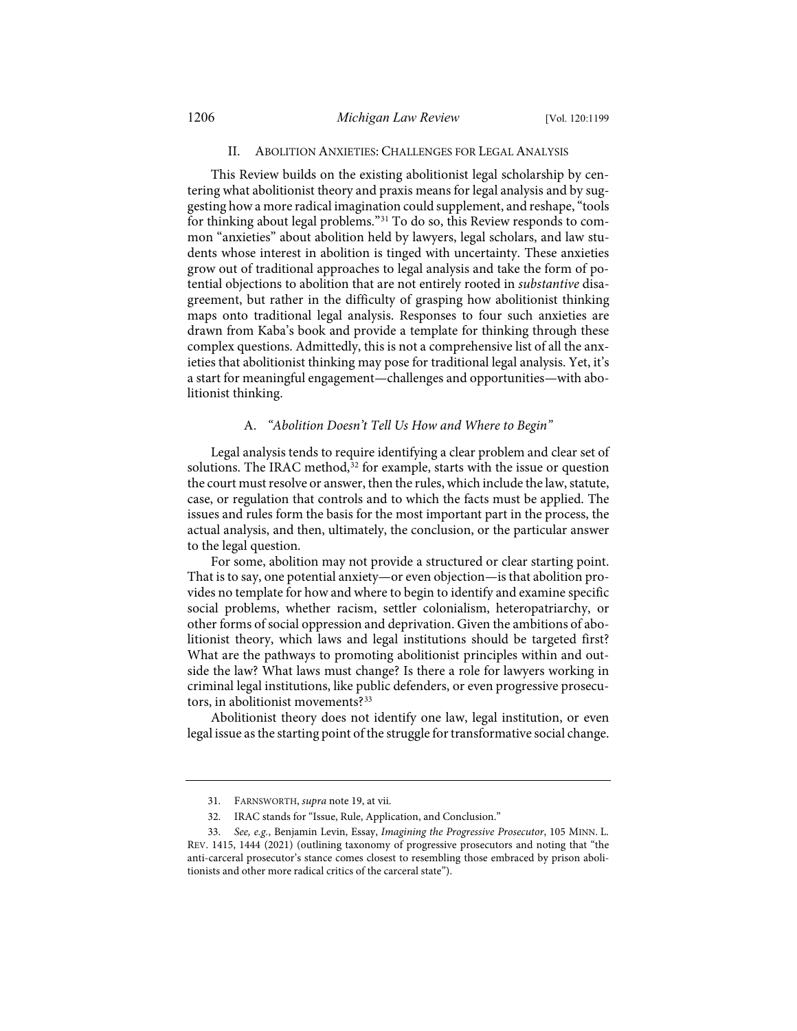## II. ABOLITION ANXIETIES: CHALLENGES FOR LEGAL ANALYSIS

This Review builds on the existing abolitionist legal scholarship by centering what abolitionist theory and praxis means for legal analysis and by suggesting how a more radical imagination could supplement, and reshape, "tools for thinking about legal problems."[31] To do so, this Review responds to common "anxieties" about abolition held by lawyers, legal scholars, and law students whose interest in abolition is tinged with uncertainty. These anxieties grow out of traditional approaches to legal analysis and take the form of potential objections to abolition that are not entirely rooted in *substantive* disagreement, but rather in the difficulty of grasping how abolitionist thinking maps onto traditional legal analysis. Responses to four such anxieties are drawn from Kaba's book and provide a template for thinking through these complex questions. Admittedly, this is not a comprehensive list of all the anxieties that abolitionist thinking may pose for traditional legal analysis. Yet, it's a start for meaningful engagement—challenges and opportunities—with abolitionist thinking.

### A. *"Abolition Doesn't Tell Us How and Where to Begin"*

Legal analysis tends to require identifying a clear problem and clear set of solutions. The IRAC method,[32] for example, starts with the issue or question the court must resolve or answer, then the rules, which include the law, statute, case, or regulation that controls and to which the facts must be applied. The issues and rules form the basis for the most important part in the process, the actual analysis, and then, ultimately, the conclusion, or the particular answer to the legal question.

For some, abolition may not provide a structured or clear starting point. That is to say, one potential anxiety—or even objection—is that abolition provides no template for how and where to begin to identify and examine specific social problems, whether racism, settler colonialism, heteropatriarchy, or other forms of social oppression and deprivation. Given the ambitions of abolitionist theory, which laws and legal institutions should be targeted first? What are the pathways to promoting abolitionist principles within and outside the law? What laws must change? Is there a role for lawyers working in criminal legal institutions, like public defenders, or even progressive prosecutors, in abolitionist movements?[33]

Abolitionist theory does not identify one law, legal institution, or even legal issue as the starting point of the struggle for transformative social change.

---

31. FARNSWORTH, *supra* note 19, at vii.

32. IRAC stands for "Issue, Rule, Application, and Conclusion."

33. *See, e.g.*, Benjamin Levin, Essay, *Imagining the Progressive Prosecutor*, 105 MINN. L. REV. 1415, 1444 (2021) (outlining taxonomy of progressive prosecutors and noting that "the anti-carceral prosecutor's stance comes closest to resembling those embraced by prison abolitionists and other more radical critics of the carceral state").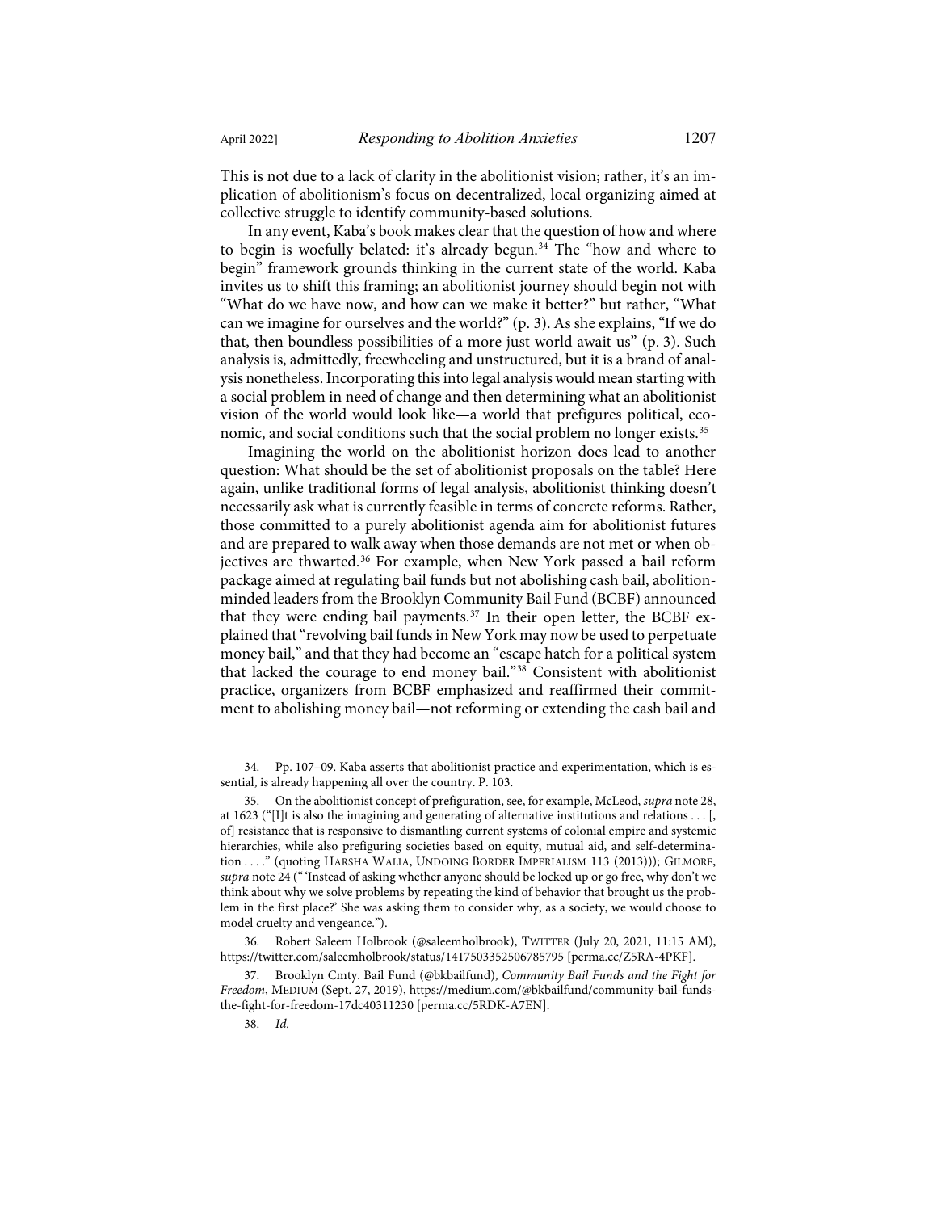This is not due to a lack of clarity in the abolitionist vision; rather, it's an implication of abolitionism's focus on decentralized, local organizing aimed at collective struggle to identify community-based solutions.

In any event, Kaba's book makes clear that the question of how and where to begin is woefully belated: it's already begun.[34] The "how and where to begin" framework grounds thinking in the current state of the world. Kaba invites us to shift this framing; an abolitionist journey should begin not with "What do we have now, and how can we make it better?" but rather, "What can we imagine for ourselves and the world?" (p. 3). As she explains, "If we do that, then boundless possibilities of a more just world await us" (p. 3). Such analysis is, admittedly, freewheeling and unstructured, but it is a brand of analysis nonetheless. Incorporating this into legal analysis would mean starting with a social problem in need of change and then determining what an abolitionist vision of the world would look like—a world that prefigures political, economic, and social conditions such that the social problem no longer exists.[35]

Imagining the world on the abolitionist horizon does lead to another question: What should be the set of abolitionist proposals on the table? Here again, unlike traditional forms of legal analysis, abolitionist thinking doesn't necessarily ask what is currently feasible in terms of concrete reforms. Rather, those committed to a purely abolitionist agenda aim for abolitionist futures and are prepared to walk away when those demands are not met or when objectives are thwarted.[36] For example, when New York passed a bail reform package aimed at regulating bail funds but not abolishing cash bail, abolition-minded leaders from the Brooklyn Community Bail Fund (BCBF) announced that they were ending bail payments.[37] In their open letter, the BCBF explained that "revolving bail funds in New York may now be used to perpetuate money bail," and that they had become an "escape hatch for a political system that lacked the courage to end money bail."[38] Consistent with abolitionist practice, organizers from BCBF emphasized and reaffirmed their commitment to abolishing money bail—not reforming or extending the cash bail and

---

34. Pp. 107–09. Kaba asserts that abolitionist practice and experimentation, which is essential, is already happening all over the country. P. 103.

35. On the abolitionist concept of prefiguration, see, for example, McLeod, *supra* note 28, at 1623 ("[I]t is also the imagining and generating of alternative institutions and relations . . . [, of] resistance that is responsive to dismantling current systems of colonial empire and systemic hierarchies, while also prefiguring societies based on equity, mutual aid, and self-determination . . . ." (quoting HARSHA WALIA, UNDOING BORDER IMPERIALISM 113 (2013))); GILMORE, *supra* note 24 ("'Instead of asking whether anyone should be locked up or go free, why don't we think about why we solve problems by repeating the kind of behavior that brought us the problem in the first place?' She was asking them to consider why, as a society, we would choose to model cruelty and vengeance.").

36. Robert Saleem Holbrook (@saleemholbrook), TWITTER (July 20, 2021, 11:15 AM), https://twitter.com/saleemholbrook/status/1417503352506785795 [perma.cc/Z5RA-4PKF].

37. Brooklyn Cmty. Bail Fund (@bkbailfund), *Community Bail Funds and the Fight for Freedom*, MEDIUM (Sept. 27, 2019), https://medium.com/@bkbailfund/community-bail-funds-the-fight-for-freedom-17dc40311230 [perma.cc/5RDK-A7EN].

38. *Id.*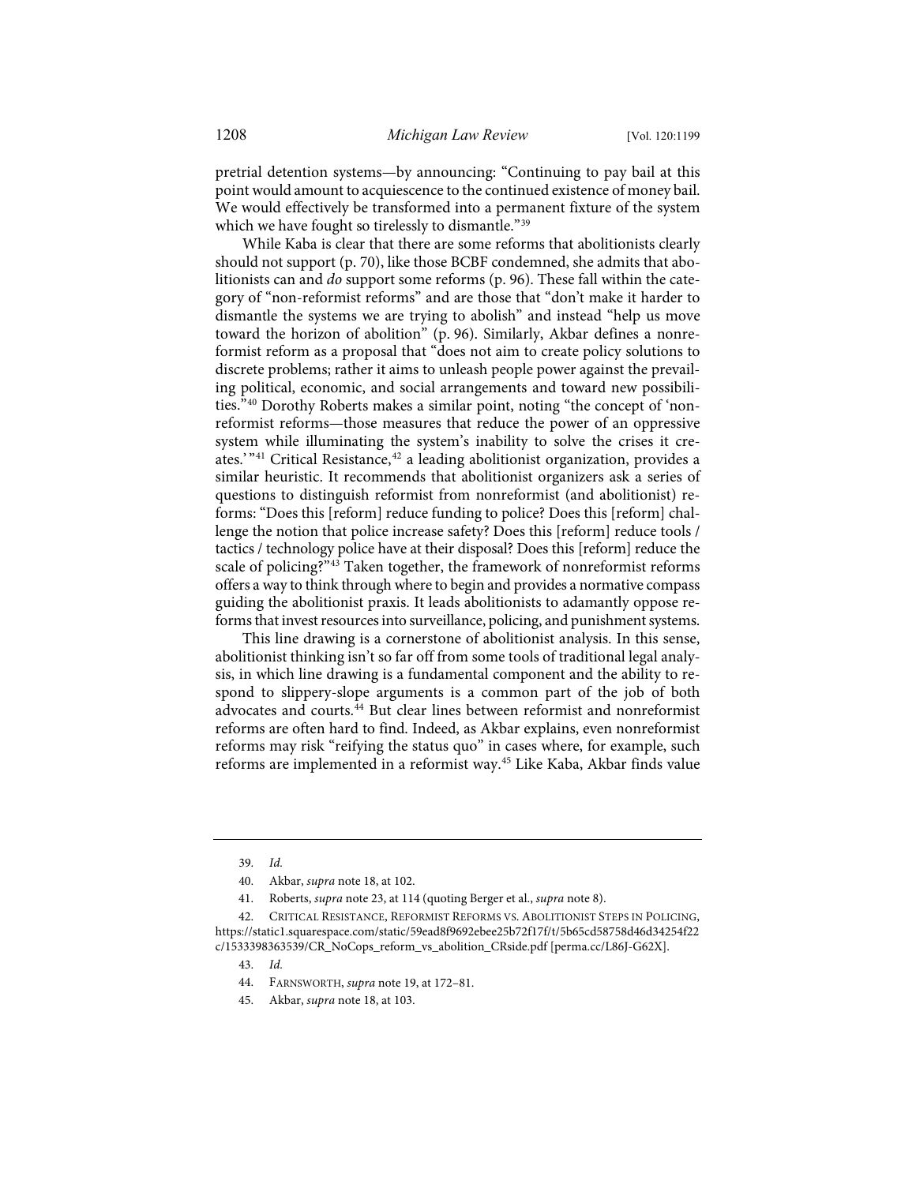pretrial detention systems—by announcing: "Continuing to pay bail at this point would amount to acquiescence to the continued existence of money bail. We would effectively be transformed into a permanent fixture of the system which we have fought so tirelessly to dismantle."[39]

While Kaba is clear that there are some reforms that abolitionists clearly should not support (p. 70), like those BCBF condemned, she admits that abolitionists can and *do* support some reforms (p. 96). These fall within the category of "non-reformist reforms" and are those that "don't make it harder to dismantle the systems we are trying to abolish" and instead "help us move toward the horizon of abolition" (p. 96). Similarly, Akbar defines a nonreformist reform as a proposal that "does not aim to create policy solutions to discrete problems; rather it aims to unleash people power against the prevailing political, economic, and social arrangements and toward new possibilities."[40] Dorothy Roberts makes a similar point, noting "the concept of 'non-reformist reforms—those measures that reduce the power of an oppressive system while illuminating the system's inability to solve the crises it creates.'"[41] Critical Resistance,[42] a leading abolitionist organization, provides a similar heuristic. It recommends that abolitionist organizers ask a series of questions to distinguish reformist from nonreformist (and abolitionist) reforms: "Does this [reform] reduce funding to police? Does this [reform] challenge the notion that police increase safety? Does this [reform] reduce tools / tactics / technology police have at their disposal? Does this [reform] reduce the scale of policing?"[43] Taken together, the framework of nonreformist reforms offers a way to think through where to begin and provides a normative compass guiding the abolitionist praxis. It leads abolitionists to adamantly oppose reforms that invest resources into surveillance, policing, and punishment systems.

This line drawing is a cornerstone of abolitionist analysis. In this sense, abolitionist thinking isn't so far off from some tools of traditional legal analysis, in which line drawing is a fundamental component and the ability to respond to slippery-slope arguments is a common part of the job of both advocates and courts.[44] But clear lines between reformist and nonreformist reforms are often hard to find. Indeed, as Akbar explains, even nonreformist reforms may risk "reifying the status quo" in cases where, for example, such reforms are implemented in a reformist way.[45] Like Kaba, Akbar finds value

---

39. *Id.*

40. Akbar, *supra* note 18, at 102.

41. Roberts, *supra* note 23, at 114 (quoting Berger et al., *supra* note 8).

42. CRITICAL RESISTANCE, REFORMIST REFORMS VS. ABOLITIONIST STEPS IN POLICING, https://static1.squarespace.com/static/59ead8f9692ebee25b72f17f/t/5b65cd58758d46d34254f22c/1533398363539/CR_NoCops_reform_vs_abolition_CRside.pdf [perma.cc/L86J-G62X].

43. *Id.*

44. FARNSWORTH, *supra* note 19, at 172–81.

45. Akbar, *supra* note 18, at 103.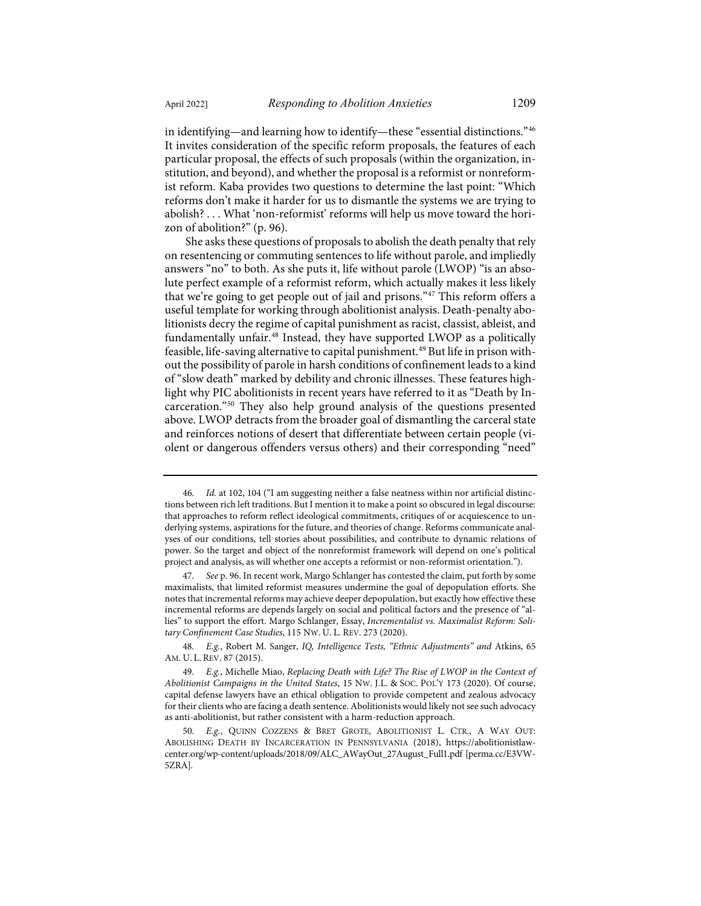in identifying—and learning how to identify—these "essential distinctions."[46] It invites consideration of the specific reform proposals, the features of each particular proposal, the effects of such proposals (within the organization, institution, and beyond), and whether the proposal is a reformist or nonreformist reform. Kaba provides two questions to determine the last point: "Which reforms don't make it harder for us to dismantle the systems we are trying to abolish? . . . What 'non-reformist' reforms will help us move toward the horizon of abolition?" (p. 96).

She asks these questions of proposals to abolish the death penalty that rely on resentencing or commuting sentences to life without parole, and impliedly answers "no" to both. As she puts it, life without parole (LWOP) "is an absolute perfect example of a reformist reform, which actually makes it less likely that we're going to get people out of jail and prisons."[47] This reform offers a useful template for working through abolitionist analysis. Death-penalty abolitionists decry the regime of capital punishment as racist, classist, ableist, and fundamentally unfair.[48] Instead, they have supported LWOP as a politically feasible, life-saving alternative to capital punishment.[49] But life in prison without the possibility of parole in harsh conditions of confinement leads to a kind of "slow death" marked by debility and chronic illnesses. These features highlight why PIC abolitionists in recent years have referred to it as "Death by Incarceration."[50] They also help ground analysis of the questions presented above. LWOP detracts from the broader goal of dismantling the carceral state and reinforces notions of desert that differentiate between certain people (violent or dangerous offenders versus others) and their corresponding "need"

---

46. *Id.* at 102, 104 ("I am suggesting neither a false neatness within nor artificial distinctions between rich left traditions. But I mention it to make a point so obscured in legal discourse: that approaches to reform reflect ideological commitments, critiques of or acquiescence to underlying systems, aspirations for the future, and theories of change. Reforms communicate analyses of our conditions, tell stories about possibilities, and contribute to dynamic relations of power. So the target and object of the nonreformist framework will depend on one's political project and analysis, as will whether one accepts a reformist or non-reformist orientation.").

47. *See* p. 96. In recent work, Margo Schlanger has contested the claim, put forth by some maximalists, that limited reformist measures undermine the goal of depopulation efforts. She notes that incremental reforms may achieve deeper depopulation, but exactly how effective these incremental reforms are depends largely on social and political factors and the presence of "allies" to support the effort. Margo Schlanger, Essay, *Incrementalist vs. Maximalist Reform: Solitary Confinement Case Studies*, 115 NW. U. L. REV. 273 (2020).

48. *E.g.*, Robert M. Sanger, *IQ, Intelligence Tests, "Ethnic Adjustments" and* Atkins, 65 AM. U. L. REV. 87 (2015).

49. *E.g.*, Michelle Miao, *Replacing Death with Life? The Rise of LWOP in the Context of Abolitionist Campaigns in the United States*, 15 NW. J.L. & SOC. POL'Y 173 (2020). Of course, capital defense lawyers have an ethical obligation to provide competent and zealous advocacy for their clients who are facing a death sentence. Abolitionists would likely not see such advocacy as anti-abolitionist, but rather consistent with a harm-reduction approach.

50. *E.g.*, QUINN COZZENS & BRET GROTE, ABOLITIONIST L. CTR., A WAY OUT: ABOLISHING DEATH BY INCARCERATION IN PENNSYLVANIA (2018), https://abolitionistlawcenter.org/wp-content/uploads/2018/09/ALC_AWayOut_27August_Full1.pdf [perma.cc/E3VW-5ZRA].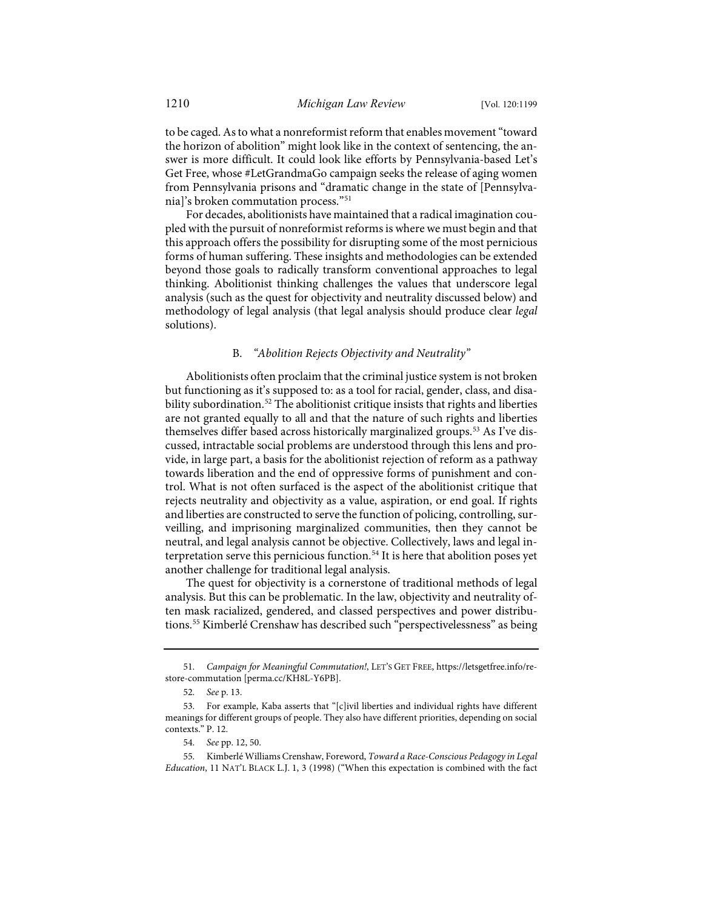to be caged. As to what a nonreformist reform that enables movement "toward the horizon of abolition" might look like in the context of sentencing, the answer is more difficult. It could look like efforts by Pennsylvania-based Let's Get Free, whose #LetGrandmaGo campaign seeks the release of aging women from Pennsylvania prisons and "dramatic change in the state of [Pennsylvania]'s broken commutation process."[51]

For decades, abolitionists have maintained that a radical imagination coupled with the pursuit of nonreformist reforms is where we must begin and that this approach offers the possibility for disrupting some of the most pernicious forms of human suffering. These insights and methodologies can be extended beyond those goals to radically transform conventional approaches to legal thinking. Abolitionist thinking challenges the values that underscore legal analysis (such as the quest for objectivity and neutrality discussed below) and methodology of legal analysis (that legal analysis should produce clear *legal* solutions).

### B. *"Abolition Rejects Objectivity and Neutrality"*

Abolitionists often proclaim that the criminal justice system is not broken but functioning as it's supposed to: as a tool for racial, gender, class, and disability subordination.[52] The abolitionist critique insists that rights and liberties are not granted equally to all and that the nature of such rights and liberties themselves differ based across historically marginalized groups.[53] As I've discussed, intractable social problems are understood through this lens and provide, in large part, a basis for the abolitionist rejection of reform as a pathway towards liberation and the end of oppressive forms of punishment and control. What is not often surfaced is the aspect of the abolitionist critique that rejects neutrality and objectivity as a value, aspiration, or end goal. If rights and liberties are constructed to serve the function of policing, controlling, surveilling, and imprisoning marginalized communities, then they cannot be neutral, and legal analysis cannot be objective. Collectively, laws and legal interpretation serve this pernicious function.[54] It is here that abolition poses yet another challenge for traditional legal analysis.

The quest for objectivity is a cornerstone of traditional methods of legal analysis. But this can be problematic. In the law, objectivity and neutrality often mask racialized, gendered, and classed perspectives and power distributions.[55] Kimberlé Crenshaw has described such "perspectivelessness" as being

---

51. *Campaign for Meaningful Commutation!*, LET'S GET FREE, https://letsgetfree.info/restore-commutation [perma.cc/KH8L-Y6PB].

52. *See* p. 13.

53. For example, Kaba asserts that "[c]ivil liberties and individual rights have different meanings for different groups of people. They also have different priorities, depending on social contexts." P. 12.

54. *See* pp. 12, 50.

55. Kimberlé Williams Crenshaw, Foreword, *Toward a Race-Conscious Pedagogy in Legal Education*, 11 NAT'L BLACK L.J. 1, 3 (1998) ("When this expectation is combined with the fact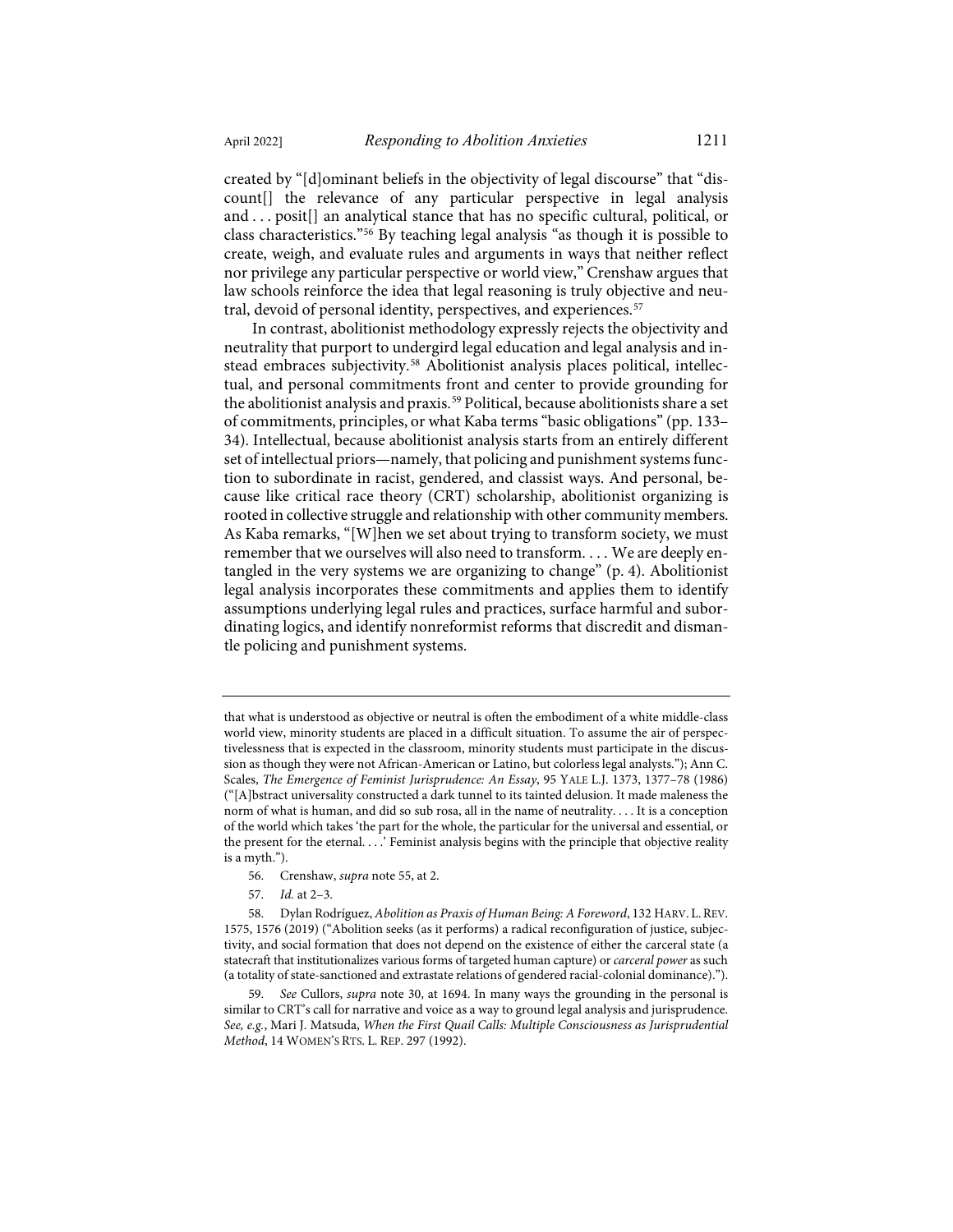created by "[d]ominant beliefs in the objectivity of legal discourse" that "discount[] the relevance of any particular perspective in legal analysis and . . . posit[] an analytical stance that has no specific cultural, political, or class characteristics."[56] By teaching legal analysis "as though it is possible to create, weigh, and evaluate rules and arguments in ways that neither reflect nor privilege any particular perspective or world view," Crenshaw argues that law schools reinforce the idea that legal reasoning is truly objective and neutral, devoid of personal identity, perspectives, and experiences.[57]

In contrast, abolitionist methodology expressly rejects the objectivity and neutrality that purport to undergird legal education and legal analysis and instead embraces subjectivity.[58] Abolitionist analysis places political, intellectual, and personal commitments front and center to provide grounding for the abolitionist analysis and praxis.[59] Political, because abolitionists share a set of commitments, principles, or what Kaba terms "basic obligations" (pp. 133–34). Intellectual, because abolitionist analysis starts from an entirely different set of intellectual priors—namely, that policing and punishment systems function to subordinate in racist, gendered, and classist ways. And personal, because like critical race theory (CRT) scholarship, abolitionist organizing is rooted in collective struggle and relationship with other community members. As Kaba remarks, "[W]hen we set about trying to transform society, we must remember that we ourselves will also need to transform. . . . We are deeply entangled in the very systems we are organizing to change" (p. 4). Abolitionist legal analysis incorporates these commitments and applies them to identify assumptions underlying legal rules and practices, surface harmful and subordinating logics, and identify nonreformist reforms that discredit and dismantle policing and punishment systems.

---

that what is understood as objective or neutral is often the embodiment of a white middle-class world view, minority students are placed in a difficult situation. To assume the air of perspectivelessness that is expected in the classroom, minority students must participate in the discussion as though they were not African-American or Latino, but colorless legal analysts."); Ann C. Scales, *The Emergence of Feminist Jurisprudence: An Essay*, 95 YALE L.J. 1373, 1377–78 (1986) ("[A]bstract universality constructed a dark tunnel to its tainted delusion. It made maleness the norm of what is human, and did so sub rosa, all in the name of neutrality. . . . It is a conception of the world which takes 'the part for the whole, the particular for the universal and essential, or the present for the eternal. . . .' Feminist analysis begins with the principle that objective reality is a myth.").

56. Crenshaw, *supra* note 55, at 2.

57. *Id.* at 2–3.

58. Dylan Rodríguez, *Abolition as Praxis of Human Being: A Foreword*, 132 HARV. L. REV. 1575, 1576 (2019) ("Abolition seeks (as it performs) a radical reconfiguration of justice, subjectivity, and social formation that does not depend on the existence of either the carceral state (a statecraft that institutionalizes various forms of targeted human capture) or *carceral power* as such (a totality of state-sanctioned and extrastate relations of gendered racial-colonial dominance).").

59. *See* Cullors, *supra* note 30, at 1694. In many ways the grounding in the personal is similar to CRT's call for narrative and voice as a way to ground legal analysis and jurisprudence. *See, e.g.*, Mari J. Matsuda, *When the First Quail Calls: Multiple Consciousness as Jurisprudential Method*, 14 WOMEN'S RTS. L. REP. 297 (1992).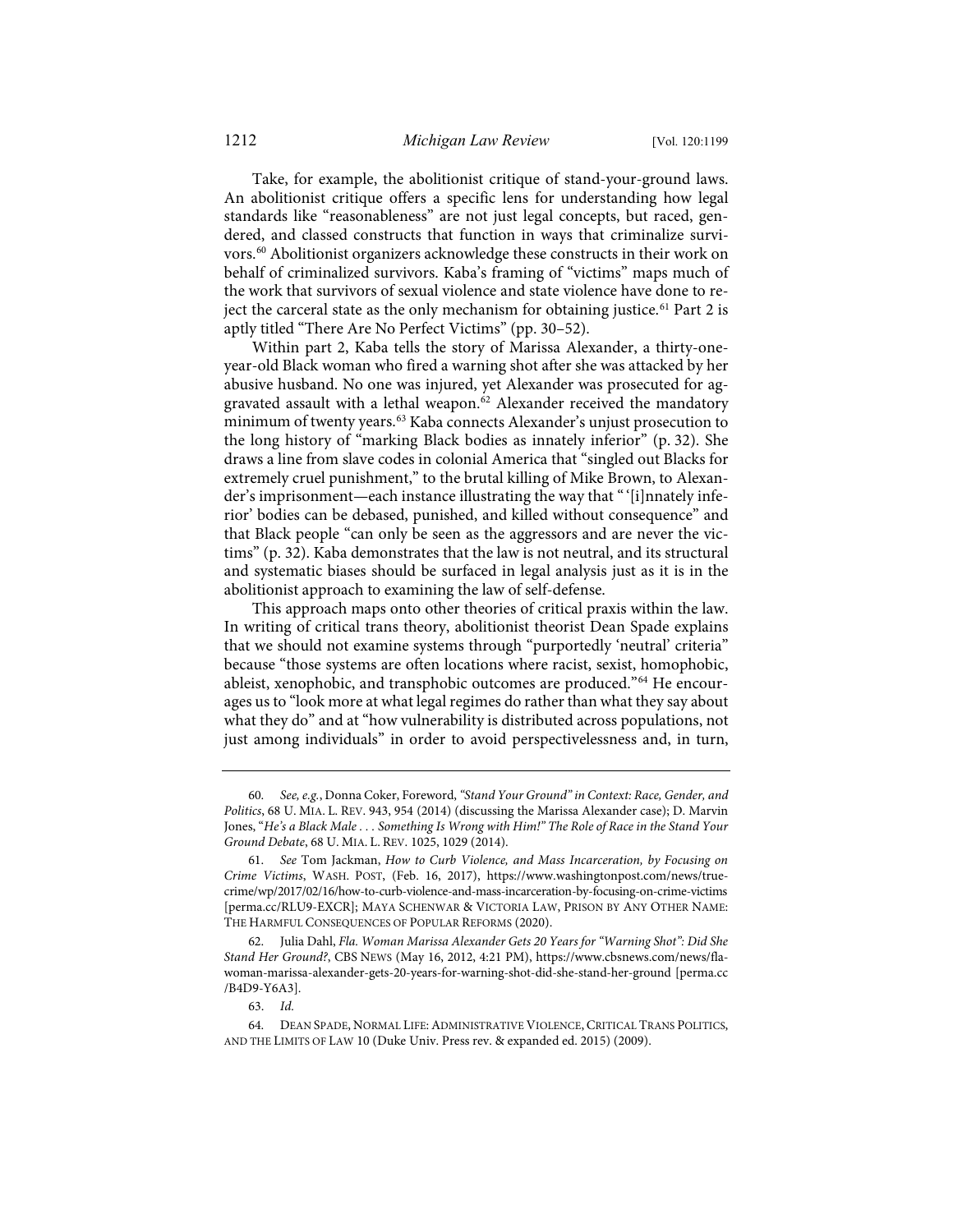Take, for example, the abolitionist critique of stand-your-ground laws. An abolitionist critique offers a specific lens for understanding how legal standards like "reasonableness" are not just legal concepts, but raced, gendered, and classed constructs that function in ways that criminalize survivors.[60] Abolitionist organizers acknowledge these constructs in their work on behalf of criminalized survivors. Kaba's framing of "victims" maps much of the work that survivors of sexual violence and state violence have done to reject the carceral state as the only mechanism for obtaining justice.[61] Part 2 is aptly titled "There Are No Perfect Victims" (pp. 30–52).

Within part 2, Kaba tells the story of Marissa Alexander, a thirty-one-year-old Black woman who fired a warning shot after she was attacked by her abusive husband. No one was injured, yet Alexander was prosecuted for aggravated assault with a lethal weapon.[62] Alexander received the mandatory minimum of twenty years.[63] Kaba connects Alexander's unjust prosecution to the long history of "marking Black bodies as innately inferior" (p. 32). She draws a line from slave codes in colonial America that "singled out Blacks for extremely cruel punishment," to the brutal killing of Mike Brown, to Alexander's imprisonment—each instance illustrating the way that "'[i]nnately inferior' bodies can be debased, punished, and killed without consequence" and that Black people "can only be seen as the aggressors and are never the victims" (p. 32). Kaba demonstrates that the law is not neutral, and its structural and systematic biases should be surfaced in legal analysis just as it is in the abolitionist approach to examining the law of self-defense.

This approach maps onto other theories of critical praxis within the law. In writing of critical trans theory, abolitionist theorist Dean Spade explains that we should not examine systems through "purportedly 'neutral' criteria" because "those systems are often locations where racist, sexist, homophobic, ableist, xenophobic, and transphobic outcomes are produced."[64] He encourages us to "look more at what legal regimes do rather than what they say about what they do" and at "how vulnerability is distributed across populations, not just among individuals" in order to avoid perspectivelessness and, in turn,

---

60. *See, e.g.*, Donna Coker, Foreword, *"Stand Your Ground" in Context: Race, Gender, and Politics*, 68 U. MIA. L. REV. 943, 954 (2014) (discussing the Marissa Alexander case); D. Marvin Jones, *"He's a Black Male . . . Something Is Wrong with Him!" The Role of Race in the Stand Your Ground Debate*, 68 U. MIA. L. REV. 1025, 1029 (2014).

61. *See* Tom Jackman, *How to Curb Violence, and Mass Incarceration, by Focusing on Crime Victims*, WASH. POST, (Feb. 16, 2017), https://www.washingtonpost.com/news/true-crime/wp/2017/02/16/how-to-curb-violence-and-mass-incarceration-by-focusing-on-crime-victims [perma.cc/RLU9-EXCR]; MAYA SCHENWAR & VICTORIA LAW, PRISON BY ANY OTHER NAME: THE HARMFUL CONSEQUENCES OF POPULAR REFORMS (2020).

62. Julia Dahl, *Fla. Woman Marissa Alexander Gets 20 Years for "Warning Shot": Did She Stand Her Ground?*, CBS NEWS (May 16, 2012, 4:21 PM), https://www.cbsnews.com/news/fla-woman-marissa-alexander-gets-20-years-for-warning-shot-did-she-stand-her-ground [perma.cc/B4D9-Y6A3].

63. *Id.*

64. DEAN SPADE, NORMAL LIFE: ADMINISTRATIVE VIOLENCE, CRITICAL TRANS POLITICS, AND THE LIMITS OF LAW 10 (Duke Univ. Press rev. & expanded ed. 2015) (2009).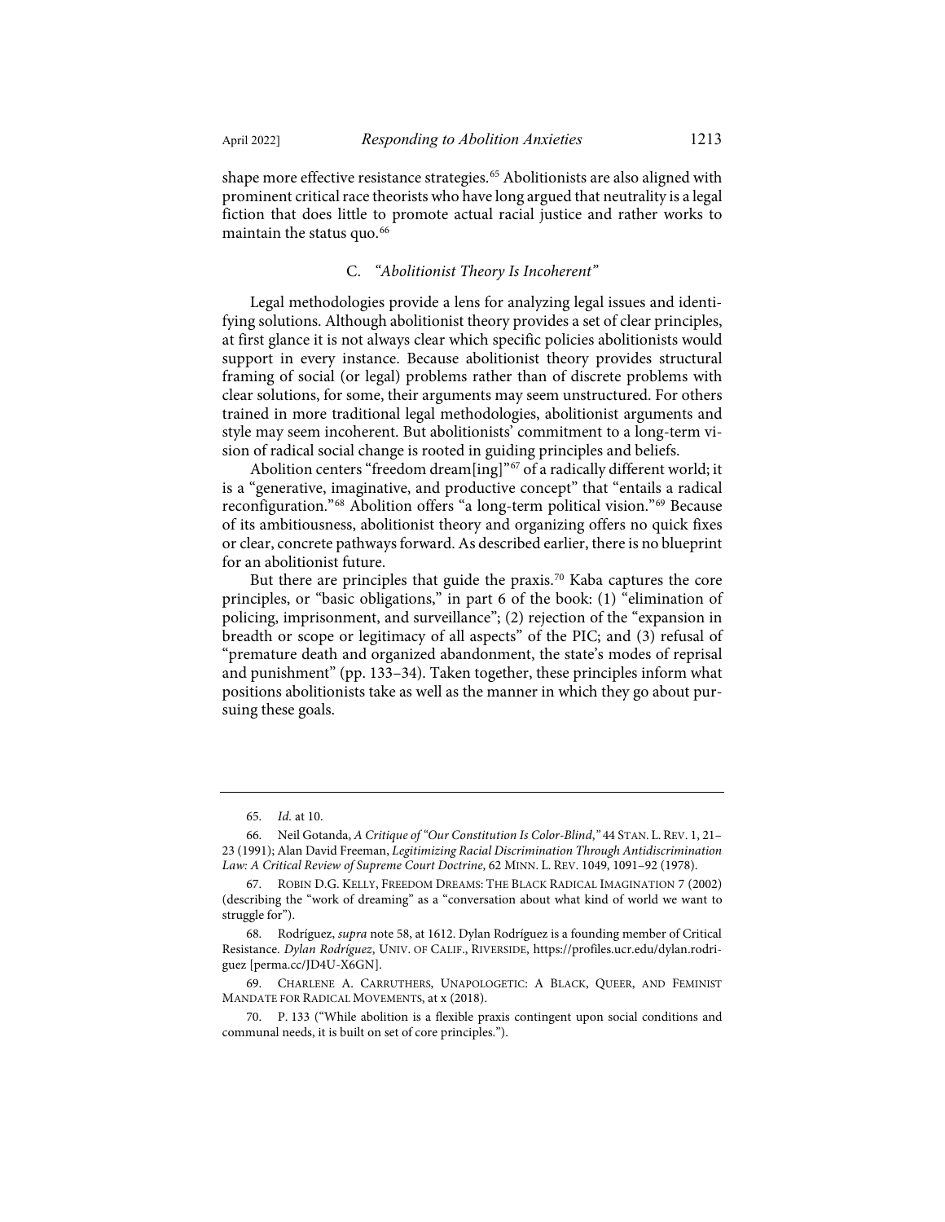shape more effective resistance strategies.[65] Abolitionists are also aligned with prominent critical race theorists who have long argued that neutrality is a legal fiction that does little to promote actual racial justice and rather works to maintain the status quo.[66]

### C. *"Abolitionist Theory Is Incoherent"*

Legal methodologies provide a lens for analyzing legal issues and identifying solutions. Although abolitionist theory provides a set of clear principles, at first glance it is not always clear which specific policies abolitionists would support in every instance. Because abolitionist theory provides structural framing of social (or legal) problems rather than of discrete problems with clear solutions, for some, their arguments may seem unstructured. For others trained in more traditional legal methodologies, abolitionist arguments and style may seem incoherent. But abolitionists' commitment to a long-term vision of radical social change is rooted in guiding principles and beliefs.

Abolition centers "freedom dream[ing]"[67] of a radically different world; it is a "generative, imaginative, and productive concept" that "entails a radical reconfiguration."[68] Abolition offers "a long-term political vision."[69] Because of its ambitiousness, abolitionist theory and organizing offers no quick fixes or clear, concrete pathways forward. As described earlier, there is no blueprint for an abolitionist future.

But there are principles that guide the praxis.[70] Kaba captures the core principles, or "basic obligations," in part 6 of the book: (1) "elimination of policing, imprisonment, and surveillance"; (2) rejection of the "expansion in breadth or scope or legitimacy of all aspects" of the PIC; and (3) refusal of "premature death and organized abandonment, the state's modes of reprisal and punishment" (pp. 133–34). Taken together, these principles inform what positions abolitionists take as well as the manner in which they go about pursuing these goals.

---

65. *Id.* at 10.

66. Neil Gotanda, *A Critique of "Our Constitution Is Color-Blind*,*"* 44 STAN. L. REV. 1, 21–23 (1991); Alan David Freeman, *Legitimizing Racial Discrimination Through Antidiscrimination Law: A Critical Review of Supreme Court Doctrine*, 62 MINN. L. REV. 1049, 1091–92 (1978).

67. ROBIN D.G. KELLY, FREEDOM DREAMS: THE BLACK RADICAL IMAGINATION 7 (2002) (describing the "work of dreaming" as a "conversation about what kind of world we want to struggle for").

68. Rodríguez, *supra* note 58, at 1612. Dylan Rodríguez is a founding member of Critical Resistance. *Dylan Rodríguez*, UNIV. OF CALIF., RIVERSIDE, https://profiles.ucr.edu/dylan.rodriguez [perma.cc/JD4U-X6GN].

69. CHARLENE A. CARRUTHERS, UNAPOLOGETIC: A BLACK, QUEER, AND FEMINIST MANDATE FOR RADICAL MOVEMENTS, at x (2018).

70. P. 133 ("While abolition is a flexible praxis contingent upon social conditions and communal needs, it is built on set of core principles.").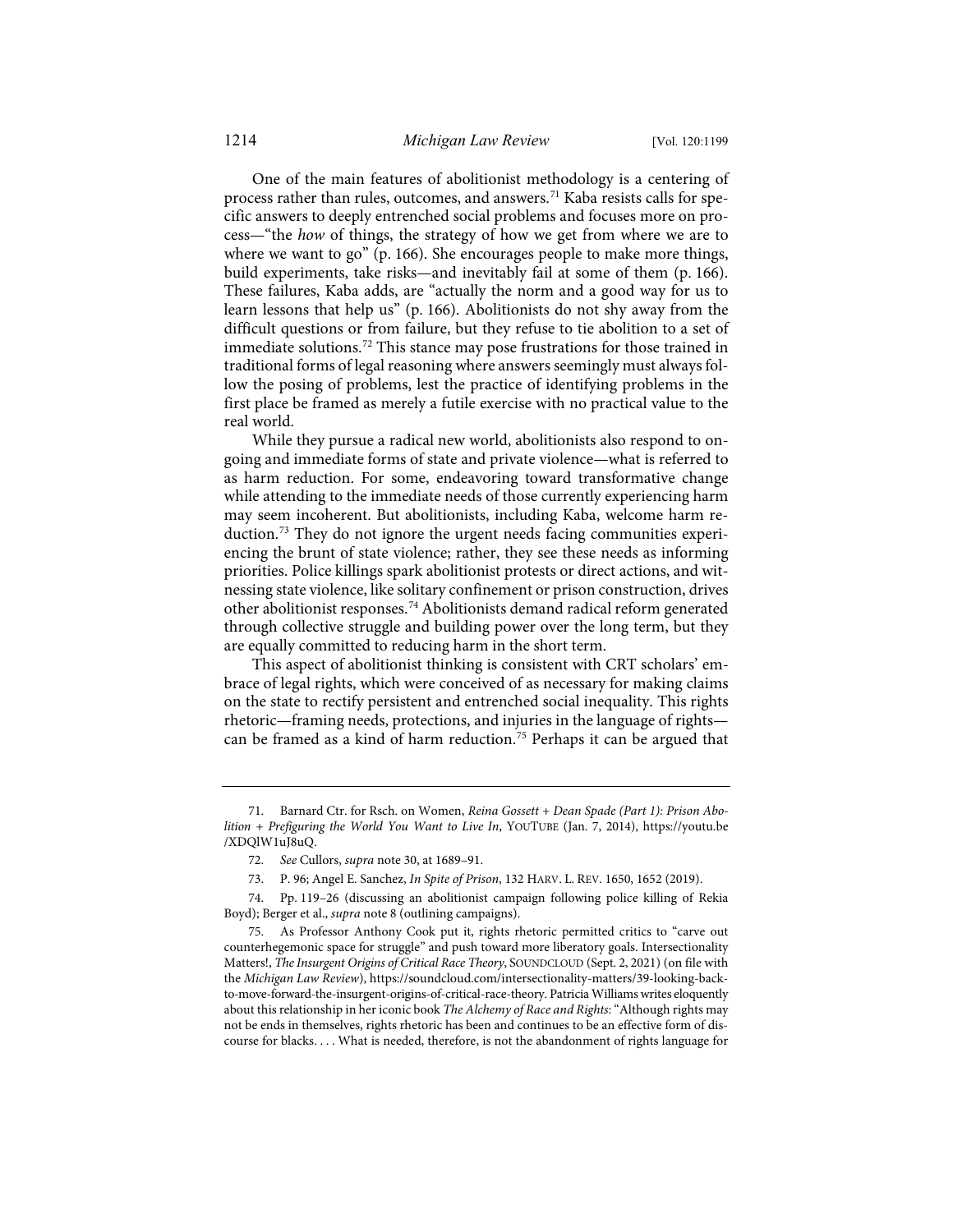One of the main features of abolitionist methodology is a centering of process rather than rules, outcomes, and answers.[71] Kaba resists calls for specific answers to deeply entrenched social problems and focuses more on process—"the *how* of things, the strategy of how we get from where we are to where we want to go" (p. 166). She encourages people to make more things, build experiments, take risks—and inevitably fail at some of them (p. 166). These failures, Kaba adds, are "actually the norm and a good way for us to learn lessons that help us" (p. 166). Abolitionists do not shy away from the difficult questions or from failure, but they refuse to tie abolition to a set of immediate solutions.[72] This stance may pose frustrations for those trained in traditional forms of legal reasoning where answers seemingly must always follow the posing of problems, lest the practice of identifying problems in the first place be framed as merely a futile exercise with no practical value to the real world.

While they pursue a radical new world, abolitionists also respond to ongoing and immediate forms of state and private violence—what is referred to as harm reduction. For some, endeavoring toward transformative change while attending to the immediate needs of those currently experiencing harm may seem incoherent. But abolitionists, including Kaba, welcome harm reduction.[73] They do not ignore the urgent needs facing communities experiencing the brunt of state violence; rather, they see these needs as informing priorities. Police killings spark abolitionist protests or direct actions, and witnessing state violence, like solitary confinement or prison construction, drives other abolitionist responses.[74] Abolitionists demand radical reform generated through collective struggle and building power over the long term, but they are equally committed to reducing harm in the short term.

This aspect of abolitionist thinking is consistent with CRT scholars' embrace of legal rights, which were conceived of as necessary for making claims on the state to rectify persistent and entrenched social inequality. This rights rhetoric—framing needs, protections, and injuries in the language of rights—can be framed as a kind of harm reduction.[75] Perhaps it can be argued that

---

71. Barnard Ctr. for Rsch. on Women, *Reina Gossett + Dean Spade (Part 1): Prison Abolition + Prefiguring the World You Want to Live In*, YOUTUBE (Jan. 7, 2014), https://youtu.be/XDQlW1uJ8uQ.

72. *See* Cullors, *supra* note 30, at 1689–91.

73. P. 96; Angel E. Sanchez, *In Spite of Prison*, 132 HARV. L. REV. 1650, 1652 (2019).

74. Pp. 119–26 (discussing an abolitionist campaign following police killing of Rekia Boyd); Berger et al., *supra* note 8 (outlining campaigns).

75. As Professor Anthony Cook put it, rights rhetoric permitted critics to "carve out counterhegemonic space for struggle" and push toward more liberatory goals. Intersectionality Matters!, *The Insurgent Origins of Critical Race Theory*, SOUNDCLOUD (Sept. 2, 2021) (on file with the *Michigan Law Review*), https://soundcloud.com/intersectionality-matters/39-looking-back-to-move-forward-the-insurgent-origins-of-critical-race-theory. Patricia Williams writes eloquently about this relationship in her iconic book *The Alchemy of Race and Rights*: "Although rights may not be ends in themselves, rights rhetoric has been and continues to be an effective form of discourse for blacks. . . . What is needed, therefore, is not the abandonment of rights language for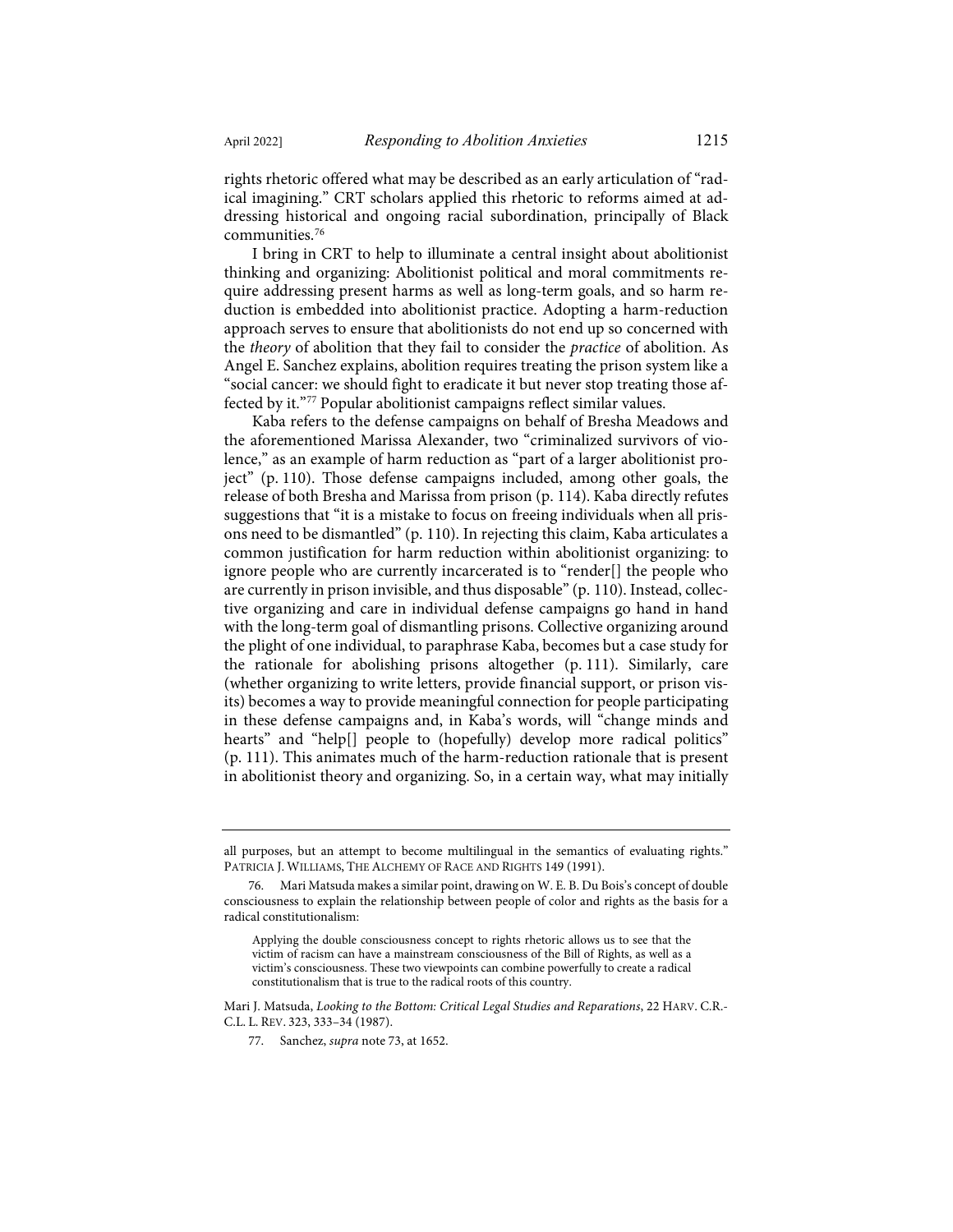rights rhetoric offered what may be described as an early articulation of "radical imagining." CRT scholars applied this rhetoric to reforms aimed at addressing historical and ongoing racial subordination, principally of Black communities.[76]

I bring in CRT to help to illuminate a central insight about abolitionist thinking and organizing: Abolitionist political and moral commitments require addressing present harms as well as long-term goals, and so harm reduction is embedded into abolitionist practice. Adopting a harm-reduction approach serves to ensure that abolitionists do not end up so concerned with the *theory* of abolition that they fail to consider the *practice* of abolition. As Angel E. Sanchez explains, abolition requires treating the prison system like a "social cancer: we should fight to eradicate it but never stop treating those affected by it."[77] Popular abolitionist campaigns reflect similar values.

Kaba refers to the defense campaigns on behalf of Bresha Meadows and the aforementioned Marissa Alexander, two "criminalized survivors of violence," as an example of harm reduction as "part of a larger abolitionist project" (p. 110). Those defense campaigns included, among other goals, the release of both Bresha and Marissa from prison (p. 114). Kaba directly refutes suggestions that "it is a mistake to focus on freeing individuals when all prisons need to be dismantled" (p. 110). In rejecting this claim, Kaba articulates a common justification for harm reduction within abolitionist organizing: to ignore people who are currently incarcerated is to "render[] the people who are currently in prison invisible, and thus disposable" (p. 110). Instead, collective organizing and care in individual defense campaigns go hand in hand with the long-term goal of dismantling prisons. Collective organizing around the plight of one individual, to paraphrase Kaba, becomes but a case study for the rationale for abolishing prisons altogether (p. 111). Similarly, care (whether organizing to write letters, provide financial support, or prison visits) becomes a way to provide meaningful connection for people participating in these defense campaigns and, in Kaba's words, will "change minds and hearts" and "help[] people to (hopefully) develop more radical politics" (p. 111). This animates much of the harm-reduction rationale that is present in abolitionist theory and organizing. So, in a certain way, what may initially

---

all purposes, but an attempt to become multilingual in the semantics of evaluating rights." PATRICIA J. WILLIAMS, THE ALCHEMY OF RACE AND RIGHTS 149 (1991).

76. Mari Matsuda makes a similar point, drawing on W. E. B. Du Bois's concept of double consciousness to explain the relationship between people of color and rights as the basis for a radical constitutionalism:

> Applying the double consciousness concept to rights rhetoric allows us to see that the victim of racism can have a mainstream consciousness of the Bill of Rights, as well as a victim's consciousness. These two viewpoints can combine powerfully to create a radical constitutionalism that is true to the radical roots of this country.

Mari J. Matsuda, *Looking to the Bottom: Critical Legal Studies and Reparations*, 22 HARV. C.R.-C.L. L. REV. 323, 333–34 (1987).

77. Sanchez, *supra* note 73, at 1652.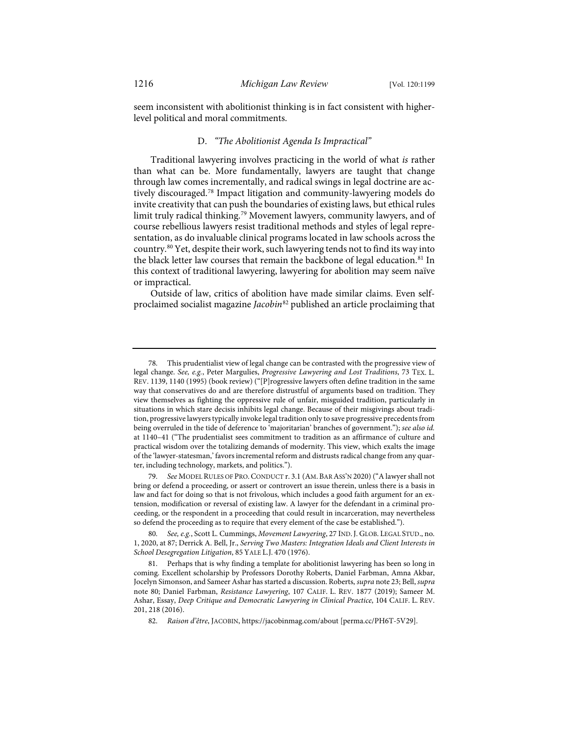seem inconsistent with abolitionist thinking is in fact consistent with higher-level political and moral commitments.

### D. *"The Abolitionist Agenda Is Impractical"*

Traditional lawyering involves practicing in the world of what *is* rather than what can be. More fundamentally, lawyers are taught that change through law comes incrementally, and radical swings in legal doctrine are actively discouraged.[78] Impact litigation and community-lawyering models do invite creativity that can push the boundaries of existing laws, but ethical rules limit truly radical thinking.[79] Movement lawyers, community lawyers, and of course rebellious lawyers resist traditional methods and styles of legal representation, as do invaluable clinical programs located in law schools across the country.[80] Yet, despite their work, such lawyering tends not to find its way into the black letter law courses that remain the backbone of legal education.[81] In this context of traditional lawyering, lawyering for abolition may seem naïve or impractical.

Outside of law, critics of abolition have made similar claims. Even self-proclaimed socialist magazine *Jacobin*[82] published an article proclaiming that

---

78. This prudentialist view of legal change can be contrasted with the progressive view of legal change. *See, e.g.*, Peter Margulies, *Progressive Lawyering and Lost Traditions*, 73 TEX. L. REV. 1139, 1140 (1995) (book review) ("[P]rogressive lawyers often define tradition in the same way that conservatives do and are therefore distrustful of arguments based on tradition. They view themselves as fighting the oppressive rule of unfair, misguided tradition, particularly in situations in which stare decisis inhibits legal change. Because of their misgivings about tradition, progressive lawyers typically invoke legal tradition only to save progressive precedents from being overruled in the tide of deference to 'majoritarian' branches of government."); *see also id.* at 1140–41 ("The prudentialist sees commitment to tradition as an affirmance of culture and practical wisdom over the totalizing demands of modernity. This view, which exalts the image of the 'lawyer-statesman,' favors incremental reform and distrusts radical change from any quarter, including technology, markets, and politics.").

79. *See* MODEL RULES OF PRO. CONDUCT r. 3.1 (AM. BAR ASS'N 2020) ("A lawyer shall not bring or defend a proceeding, or assert or controvert an issue therein, unless there is a basis in law and fact for doing so that is not frivolous, which includes a good faith argument for an extension, modification or reversal of existing law. A lawyer for the defendant in a criminal proceeding, or the respondent in a proceeding that could result in incarceration, may nevertheless so defend the proceeding as to require that every element of the case be established.").

80. *See, e.g.*, Scott L. Cummings, *Movement Lawyering*, 27 IND. J. GLOB. LEGAL STUD., no. 1, 2020, at 87; Derrick A. Bell, Jr., *Serving Two Masters: Integration Ideals and Client Interests in School Desegregation Litigation*, 85 YALE L.J. 470 (1976).

81. Perhaps that is why finding a template for abolitionist lawyering has been so long in coming. Excellent scholarship by Professors Dorothy Roberts, Daniel Farbman, Amna Akbar, Jocelyn Simonson, and Sameer Ashar has started a discussion. Roberts, *supra* note 23; Bell, *supra* note 80; Daniel Farbman, *Resistance Lawyering*, 107 CALIF. L. REV. 1877 (2019); Sameer M. Ashar, Essay, *Deep Critique and Democratic Lawyering in Clinical Practice*, 104 CALIF. L. REV. 201, 218 (2016).

82. *Raison d'être*, JACOBIN, https://jacobinmag.com/about [perma.cc/PH6T-5V29].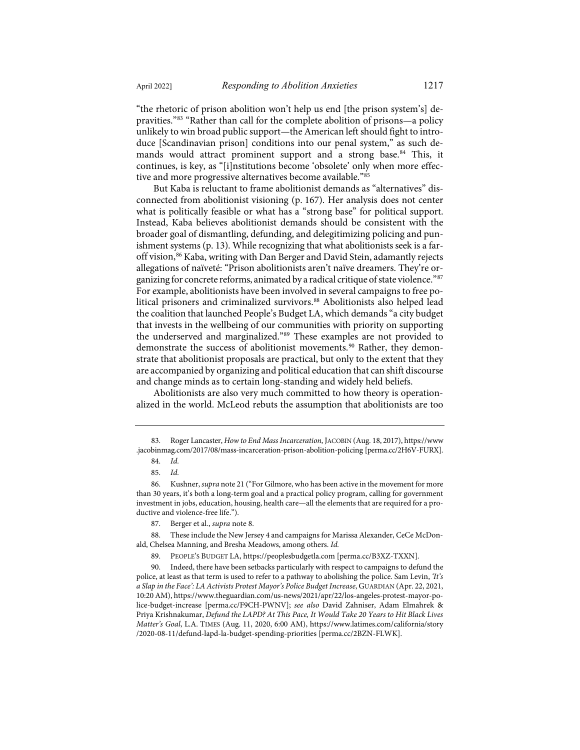"the rhetoric of prison abolition won't help us end [the prison system's] depravities."[83] "Rather than call for the complete abolition of prisons—a policy unlikely to win broad public support—the American left should fight to introduce [Scandinavian prison] conditions into our penal system," as such demands would attract prominent support and a strong base.[84] This, it continues, is key, as "[i]nstitutions become 'obsolete' only when more effective and more progressive alternatives become available."[85]

But Kaba is reluctant to frame abolitionist demands as "alternatives" disconnected from abolitionist visioning (p. 167). Her analysis does not center what is politically feasible or what has a "strong base" for political support. Instead, Kaba believes abolitionist demands should be consistent with the broader goal of dismantling, defunding, and delegitimizing policing and punishment systems (p. 13). While recognizing that what abolitionists seek is a far-off vision,[86] Kaba, writing with Dan Berger and David Stein, adamantly rejects allegations of naïveté: "Prison abolitionists aren't naïve dreamers. They're organizing for concrete reforms, animated by a radical critique of state violence."[87] For example, abolitionists have been involved in several campaigns to free political prisoners and criminalized survivors.[88] Abolitionists also helped lead the coalition that launched People's Budget LA, which demands "a city budget that invests in the wellbeing of our communities with priority on supporting the underserved and marginalized."[89] These examples are not provided to demonstrate the success of abolitionist movements.[90] Rather, they demonstrate that abolitionist proposals are practical, but only to the extent that they are accompanied by organizing and political education that can shift discourse and change minds as to certain long-standing and widely held beliefs.

Abolitionists are also very much committed to how theory is operationalized in the world. McLeod rebuts the assumption that abolitionists are too

---

83. Roger Lancaster, *How to End Mass Incarceration*, JACOBIN (Aug. 18, 2017), https://www.jacobinmag.com/2017/08/mass-incarceration-prison-abolition-policing [perma.cc/2H6V-FURX].

84. *Id.*

85. *Id.*

86. Kushner, *supra* note 21 ("For Gilmore, who has been active in the movement for more than 30 years, it's both a long-term goal and a practical policy program, calling for government investment in jobs, education, housing, health care—all the elements that are required for a productive and violence-free life.").

87. Berger et al., *supra* note 8.

88. These include the New Jersey 4 and campaigns for Marissa Alexander, CeCe McDonald, Chelsea Manning, and Bresha Meadows, among others. *Id.*

89. PEOPLE'S BUDGET LA, https://peoplesbudgetla.com [perma.cc/B3XZ-TXXN].

90. Indeed, there have been setbacks particularly with respect to campaigns to defund the police, at least as that term is used to refer to a pathway to abolishing the police. Sam Levin, *'It's a Slap in the Face': LA Activists Protest Mayor's Police Budget Increase*, GUARDIAN (Apr. 22, 2021, 10:20 AM), https://www.theguardian.com/us-news/2021/apr/22/los-angeles-protest-mayor-police-budget-increase [perma.cc/F9CH-PWNV]; *see also* David Zahniser, Adam Elmahrek & Priya Krishnakumar, *Defund the LAPD? At This Pace, It Would Take 20 Years to Hit Black Lives Matter's Goal*, L.A. TIMES (Aug. 11, 2020, 6:00 AM), https://www.latimes.com/california/story/2020-08-11/defund-lapd-la-budget-spending-priorities [perma.cc/2BZN-FLWK].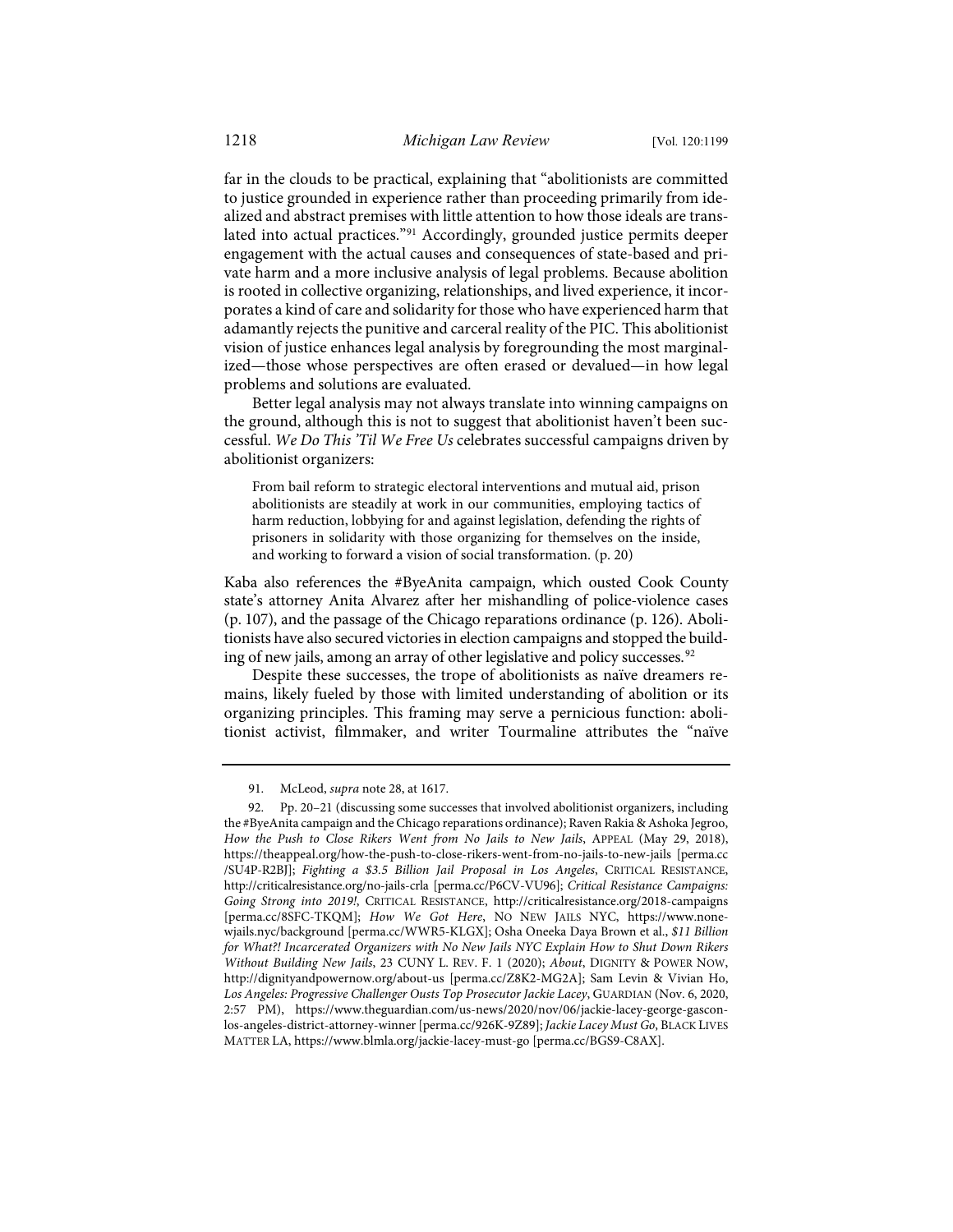far in the clouds to be practical, explaining that "abolitionists are committed to justice grounded in experience rather than proceeding primarily from idealized and abstract premises with little attention to how those ideals are translated into actual practices."[91] Accordingly, grounded justice permits deeper engagement with the actual causes and consequences of state-based and private harm and a more inclusive analysis of legal problems. Because abolition is rooted in collective organizing, relationships, and lived experience, it incorporates a kind of care and solidarity for those who have experienced harm that adamantly rejects the punitive and carceral reality of the PIC. This abolitionist vision of justice enhances legal analysis by foregrounding the most marginalized—those whose perspectives are often erased or devalued—in how legal problems and solutions are evaluated.

Better legal analysis may not always translate into winning campaigns on the ground, although this is not to suggest that abolitionist haven't been successful. *We Do This 'Til We Free Us* celebrates successful campaigns driven by abolitionist organizers:

> From bail reform to strategic electoral interventions and mutual aid, prison abolitionists are steadily at work in our communities, employing tactics of harm reduction, lobbying for and against legislation, defending the rights of prisoners in solidarity with those organizing for themselves on the inside, and working to forward a vision of social transformation. (p. 20)

Kaba also references the #ByeAnita campaign, which ousted Cook County state's attorney Anita Alvarez after her mishandling of police-violence cases (p. 107), and the passage of the Chicago reparations ordinance (p. 126). Abolitionists have also secured victories in election campaigns and stopped the building of new jails, among an array of other legislative and policy successes.[92]

Despite these successes, the trope of abolitionists as naïve dreamers remains, likely fueled by those with limited understanding of abolition or its organizing principles. This framing may serve a pernicious function: abolitionist activist, filmmaker, and writer Tourmaline attributes the "naïve

---

91. McLeod, *supra* note 28, at 1617.

92. Pp. 20–21 (discussing some successes that involved abolitionist organizers, including the #ByeAnita campaign and the Chicago reparations ordinance); Raven Rakia & Ashoka Jegroo, *How the Push to Close Rikers Went from No Jails to New Jails*, APPEAL (May 29, 2018), https://theappeal.org/how-the-push-to-close-rikers-went-from-no-jails-to-new-jails [perma.cc/SU4P-R2BJ]; *Fighting a $3.5 Billion Jail Proposal in Los Angeles*, CRITICAL RESISTANCE, http://criticalresistance.org/no-jails-crla [perma.cc/P6CV-VU96]; *Critical Resistance Campaigns: Going Strong into 2019!*, CRITICAL RESISTANCE, http://criticalresistance.org/2018-campaigns [perma.cc/8SFC-TKQM]; *How We Got Here*, NO NEW JAILS NYC, https://www.nonewjails.nyc/background [perma.cc/WWR5-KLGX]; Osha Oneeka Daya Brown et al., *$11 Billion for What?! Incarcerated Organizers with No New Jails NYC Explain How to Shut Down Rikers Without Building New Jails*, 23 CUNY L. REV. F. 1 (2020); *About*, DIGNITY & POWER NOW, http://dignityandpowernow.org/about-us [perma.cc/Z8K2-MG2A]; Sam Levin & Vivian Ho, *Los Angeles: Progressive Challenger Ousts Top Prosecutor Jackie Lacey*, GUARDIAN (Nov. 6, 2020, 2:57 PM), https://www.theguardian.com/us-news/2020/nov/06/jackie-lacey-george-gascon-los-angeles-district-attorney-winner [perma.cc/926K-9Z89]; *Jackie Lacey Must Go*, BLACK LIVES MATTER LA, https://www.blmla.org/jackie-lacey-must-go [perma.cc/BGS9-C8AX].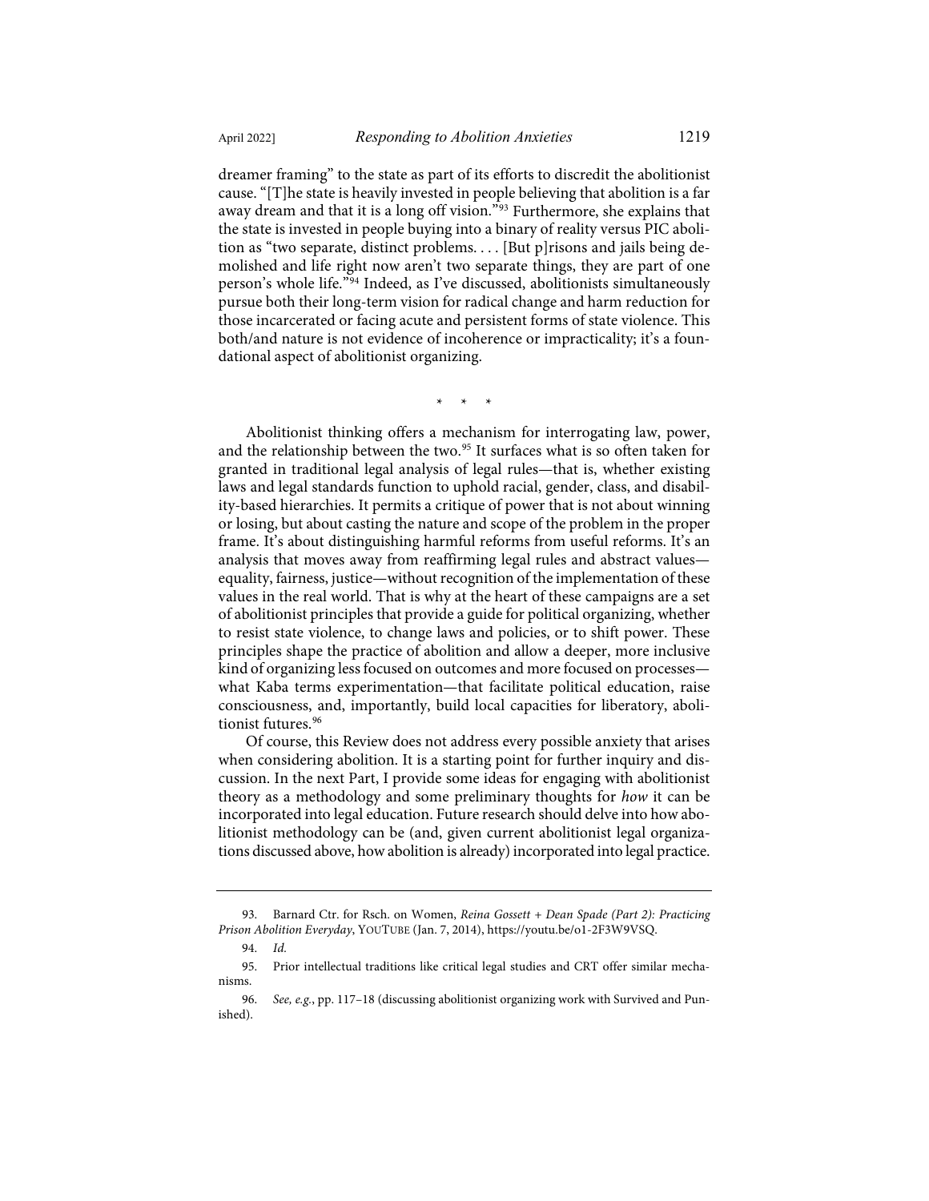dreamer framing" to the state as part of its efforts to discredit the abolitionist cause. "[T]he state is heavily invested in people believing that abolition is a far away dream and that it is a long off vision."[93] Furthermore, she explains that the state is invested in people buying into a binary of reality versus PIC abolition as "two separate, distinct problems. . . . [But p]risons and jails being demolished and life right now aren't two separate things, they are part of one person's whole life."[94] Indeed, as I've discussed, abolitionists simultaneously pursue both their long-term vision for radical change and harm reduction for those incarcerated or facing acute and persistent forms of state violence. This both/and nature is not evidence of incoherence or impracticality; it's a foundational aspect of abolitionist organizing.

\* \* \*

Abolitionist thinking offers a mechanism for interrogating law, power, and the relationship between the two.[95] It surfaces what is so often taken for granted in traditional legal analysis of legal rules—that is, whether existing laws and legal standards function to uphold racial, gender, class, and disability-based hierarchies. It permits a critique of power that is not about winning or losing, but about casting the nature and scope of the problem in the proper frame. It's about distinguishing harmful reforms from useful reforms. It's an analysis that moves away from reaffirming legal rules and abstract values—equality, fairness, justice—without recognition of the implementation of these values in the real world. That is why at the heart of these campaigns are a set of abolitionist principles that provide a guide for political organizing, whether to resist state violence, to change laws and policies, or to shift power. These principles shape the practice of abolition and allow a deeper, more inclusive kind of organizing less focused on outcomes and more focused on processes—what Kaba terms experimentation—that facilitate political education, raise consciousness, and, importantly, build local capacities for liberatory, abolitionist futures.[96]

Of course, this Review does not address every possible anxiety that arises when considering abolition. It is a starting point for further inquiry and discussion. In the next Part, I provide some ideas for engaging with abolitionist theory as a methodology and some preliminary thoughts for *how* it can be incorporated into legal education. Future research should delve into how abolitionist methodology can be (and, given current abolitionist legal organizations discussed above, how abolition is already) incorporated into legal practice.

---

93. Barnard Ctr. for Rsch. on Women, *Reina Gossett + Dean Spade (Part 2): Practicing Prison Abolition Everyday*, YOUTUBE (Jan. 7, 2014), https://youtu.be/o1-2F3W9VSQ.

94. *Id.*

95. Prior intellectual traditions like critical legal studies and CRT offer similar mechanisms.

96. *See, e.g.*, pp. 117–18 (discussing abolitionist organizing work with Survived and Punished).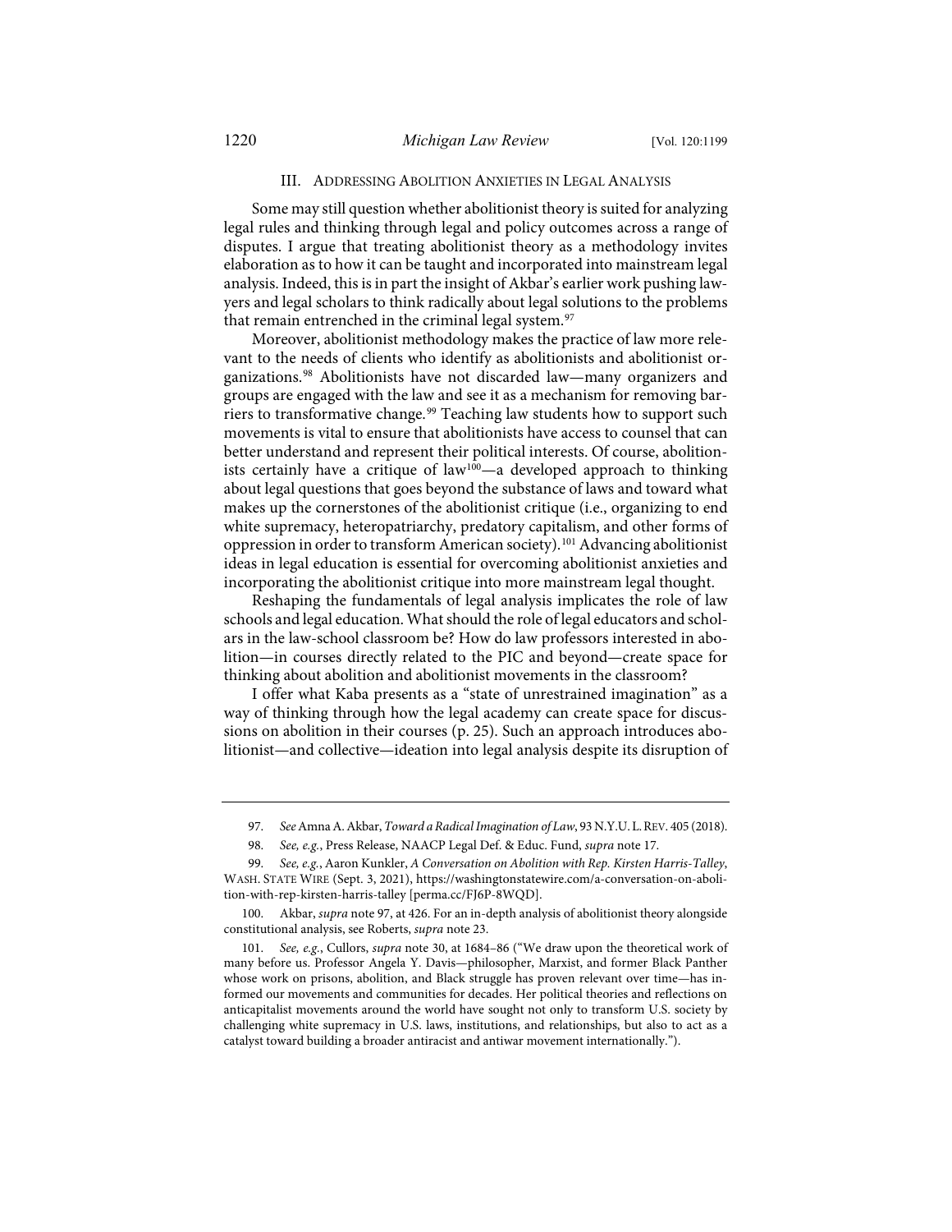## III. Addressing Abolition Anxieties in Legal Analysis

Some may still question whether abolitionist theory is suited for analyzing legal rules and thinking through legal and policy outcomes across a range of disputes. I argue that treating abolitionist theory as a methodology invites elaboration as to how it can be taught and incorporated into mainstream legal analysis. Indeed, this is in part the insight of Akbar's earlier work pushing lawyers and legal scholars to think radically about legal solutions to the problems that remain entrenched in the criminal legal system.[97]

Moreover, abolitionist methodology makes the practice of law more relevant to the needs of clients who identify as abolitionists and abolitionist organizations.[98] Abolitionists have not discarded law—many organizers and groups are engaged with the law and see it as a mechanism for removing barriers to transformative change.[99] Teaching law students how to support such movements is vital to ensure that abolitionists have access to counsel that can better understand and represent their political interests. Of course, abolitionists certainly have a critique of law[100]—a developed approach to thinking about legal questions that goes beyond the substance of laws and toward what makes up the cornerstones of the abolitionist critique (i.e., organizing to end white supremacy, heteropatriarchy, predatory capitalism, and other forms of oppression in order to transform American society).[101] Advancing abolitionist ideas in legal education is essential for overcoming abolitionist anxieties and incorporating the abolitionist critique into more mainstream legal thought.

Reshaping the fundamentals of legal analysis implicates the role of law schools and legal education. What should the role of legal educators and scholars in the law-school classroom be? How do law professors interested in abolition—in courses directly related to the PIC and beyond—create space for thinking about abolition and abolitionist movements in the classroom?

I offer what Kaba presents as a "state of unrestrained imagination" as a way of thinking through how the legal academy can create space for discussions on abolition in their courses (p. 25). Such an approach introduces abolitionist—and collective—ideation into legal analysis despite its disruption of

---

97. *See* Amna A. Akbar, *Toward a Radical Imagination of Law*, 93 N.Y.U. L. Rev. 405 (2018).

98. *See, e.g.*, Press Release, NAACP Legal Def. & Educ. Fund, *supra* note 17.

99. *See, e.g.*, Aaron Kunkler, *A Conversation on Abolition with Rep. Kirsten Harris-Talley*, Wash. State Wire (Sept. 3, 2021), https://washingtonstatewire.com/a-conversation-on-abolition-with-rep-kirsten-harris-talley [perma.cc/FJ6P-8WQD].

100. Akbar, *supra* note 97, at 426. For an in-depth analysis of abolitionist theory alongside constitutional analysis, see Roberts, *supra* note 23.

101. *See, e.g.*, Cullors, *supra* note 30, at 1684–86 ("We draw upon the theoretical work of many before us. Professor Angela Y. Davis—philosopher, Marxist, and former Black Panther whose work on prisons, abolition, and Black struggle has proven relevant over time—has informed our movements and communities for decades. Her political theories and reflections on anticapitalist movements around the world have sought not only to transform U.S. society by challenging white supremacy in U.S. laws, institutions, and relationships, but also to act as a catalyst toward building a broader antiracist and antiwar movement internationally.").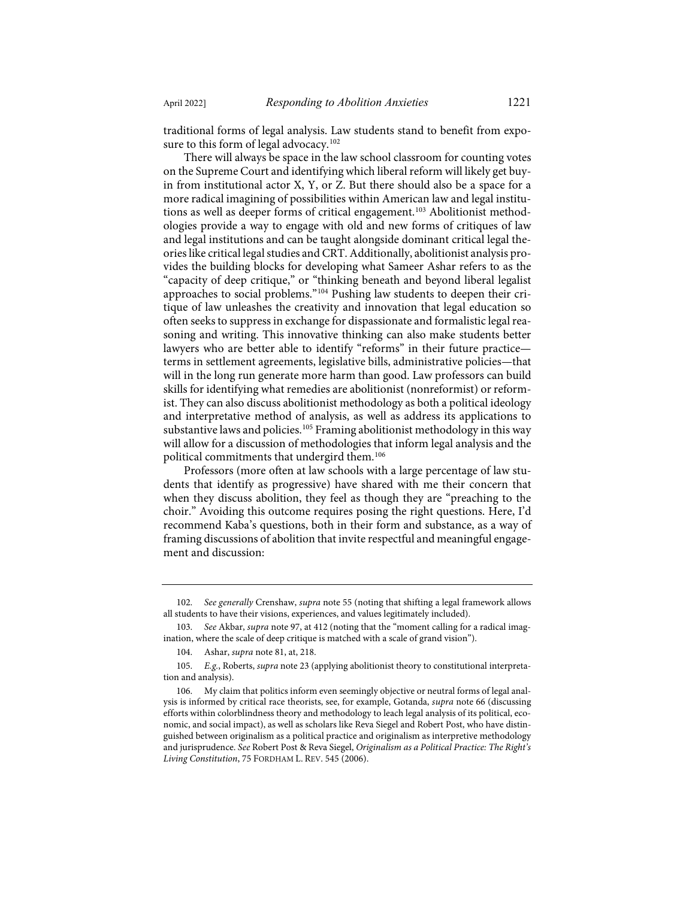traditional forms of legal analysis. Law students stand to benefit from exposure to this form of legal advocacy.[102]

There will always be space in the law school classroom for counting votes on the Supreme Court and identifying which liberal reform will likely get buy-in from institutional actor X, Y, or Z. But there should also be a space for a more radical imagining of possibilities within American law and legal institutions as well as deeper forms of critical engagement.[103] Abolitionist methodologies provide a way to engage with old and new forms of critiques of law and legal institutions and can be taught alongside dominant critical legal theories like critical legal studies and CRT. Additionally, abolitionist analysis provides the building blocks for developing what Sameer Ashar refers to as the "capacity of deep critique," or "thinking beneath and beyond liberal legalist approaches to social problems."[104] Pushing law students to deepen their critique of law unleashes the creativity and innovation that legal education so often seeks to suppress in exchange for dispassionate and formalistic legal reasoning and writing. This innovative thinking can also make students better lawyers who are better able to identify "reforms" in their future practice—terms in settlement agreements, legislative bills, administrative policies—that will in the long run generate more harm than good. Law professors can build skills for identifying what remedies are abolitionist (nonreformist) or reformist. They can also discuss abolitionist methodology as both a political ideology and interpretative method of analysis, as well as address its applications to substantive laws and policies.[105] Framing abolitionist methodology in this way will allow for a discussion of methodologies that inform legal analysis and the political commitments that undergird them.[106]

Professors (more often at law schools with a large percentage of law students that identify as progressive) have shared with me their concern that when they discuss abolition, they feel as though they are "preaching to the choir." Avoiding this outcome requires posing the right questions. Here, I'd recommend Kaba's questions, both in their form and substance, as a way of framing discussions of abolition that invite respectful and meaningful engagement and discussion:

---

102. *See generally* Crenshaw, *supra* note 55 (noting that shifting a legal framework allows all students to have their visions, experiences, and values legitimately included).

103. *See* Akbar, *supra* note 97, at 412 (noting that the "moment calling for a radical imagination, where the scale of deep critique is matched with a scale of grand vision").

104. Ashar, *supra* note 81, at, 218.

105. *E.g.*, Roberts, *supra* note 23 (applying abolitionist theory to constitutional interpretation and analysis).

106. My claim that politics inform even seemingly objective or neutral forms of legal analysis is informed by critical race theorists, see, for example, Gotanda, *supra* note 66 (discussing efforts within colorblindness theory and methodology to leach legal analysis of its political, economic, and social impact), as well as scholars like Reva Siegel and Robert Post, who have distinguished between originalism as a political practice and originalism as interpretive methodology and jurisprudence. *See* Robert Post & Reva Siegel, *Originalism as a Political Practice: The Right's Living Constitution*, 75 FORDHAM L. REV. 545 (2006).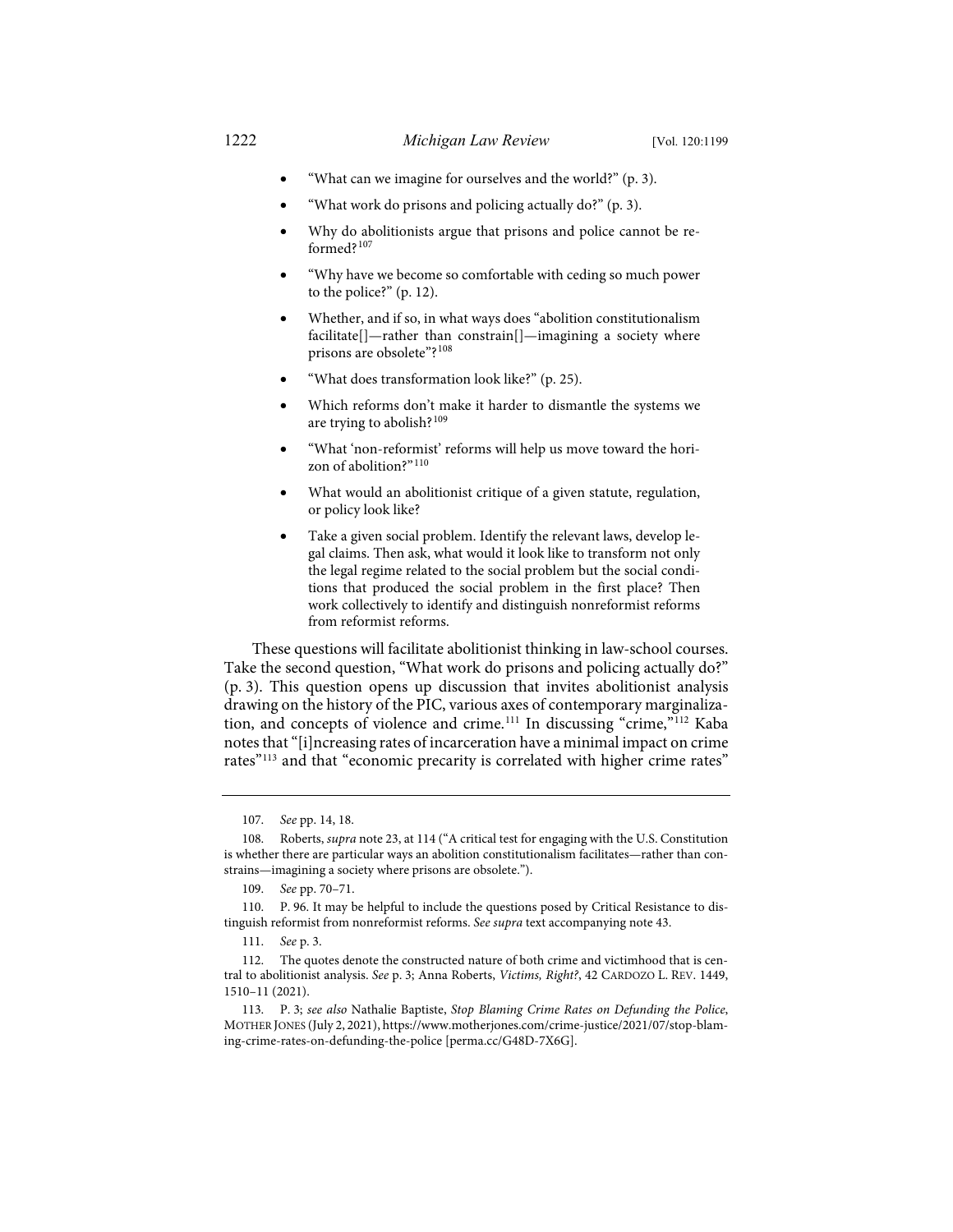- "What can we imagine for ourselves and the world?" (p. 3).
- "What work do prisons and policing actually do?" (p. 3).
- Why do abolitionists argue that prisons and police cannot be reformed?[107]
- "Why have we become so comfortable with ceding so much power to the police?" (p. 12).
- Whether, and if so, in what ways does "abolition constitutionalism facilitate[]—rather than constrain[]—imagining a society where prisons are obsolete"?[108]
- "What does transformation look like?" (p. 25).
- Which reforms don't make it harder to dismantle the systems we are trying to abolish?[109]
- "What 'non-reformist' reforms will help us move toward the horizon of abolition?"[110]
- What would an abolitionist critique of a given statute, regulation, or policy look like?
- Take a given social problem. Identify the relevant laws, develop legal claims. Then ask, what would it look like to transform not only the legal regime related to the social problem but the social conditions that produced the social problem in the first place? Then work collectively to identify and distinguish nonreformist reforms from reformist reforms.

These questions will facilitate abolitionist thinking in law-school courses. Take the second question, "What work do prisons and policing actually do?" (p. 3). This question opens up discussion that invites abolitionist analysis drawing on the history of the PIC, various axes of contemporary marginalization, and concepts of violence and crime.[111] In discussing "crime,"[112] Kaba notes that "[i]ncreasing rates of incarceration have a minimal impact on crime rates"[113] and that "economic precarity is correlated with higher crime rates"

---

107. *See* pp. 14, 18.

108. Roberts, *supra* note 23, at 114 ("A critical test for engaging with the U.S. Constitution is whether there are particular ways an abolition constitutionalism facilitates—rather than constrains—imagining a society where prisons are obsolete.").

109. *See* pp. 70–71.

110. P. 96. It may be helpful to include the questions posed by Critical Resistance to distinguish reformist from nonreformist reforms. *See supra* text accompanying note 43.

111. *See* p. 3.

112. The quotes denote the constructed nature of both crime and victimhood that is central to abolitionist analysis. *See* p. 3; Anna Roberts, *Victims, Right?*, 42 CARDOZO L. REV. 1449, 1510–11 (2021).

113. P. 3; *see also* Nathalie Baptiste, *Stop Blaming Crime Rates on Defunding the Police*, MOTHER JONES (July 2, 2021), https://www.motherjones.com/crime-justice/2021/07/stop-blaming-crime-rates-on-defunding-the-police [perma.cc/G48D-7X6G].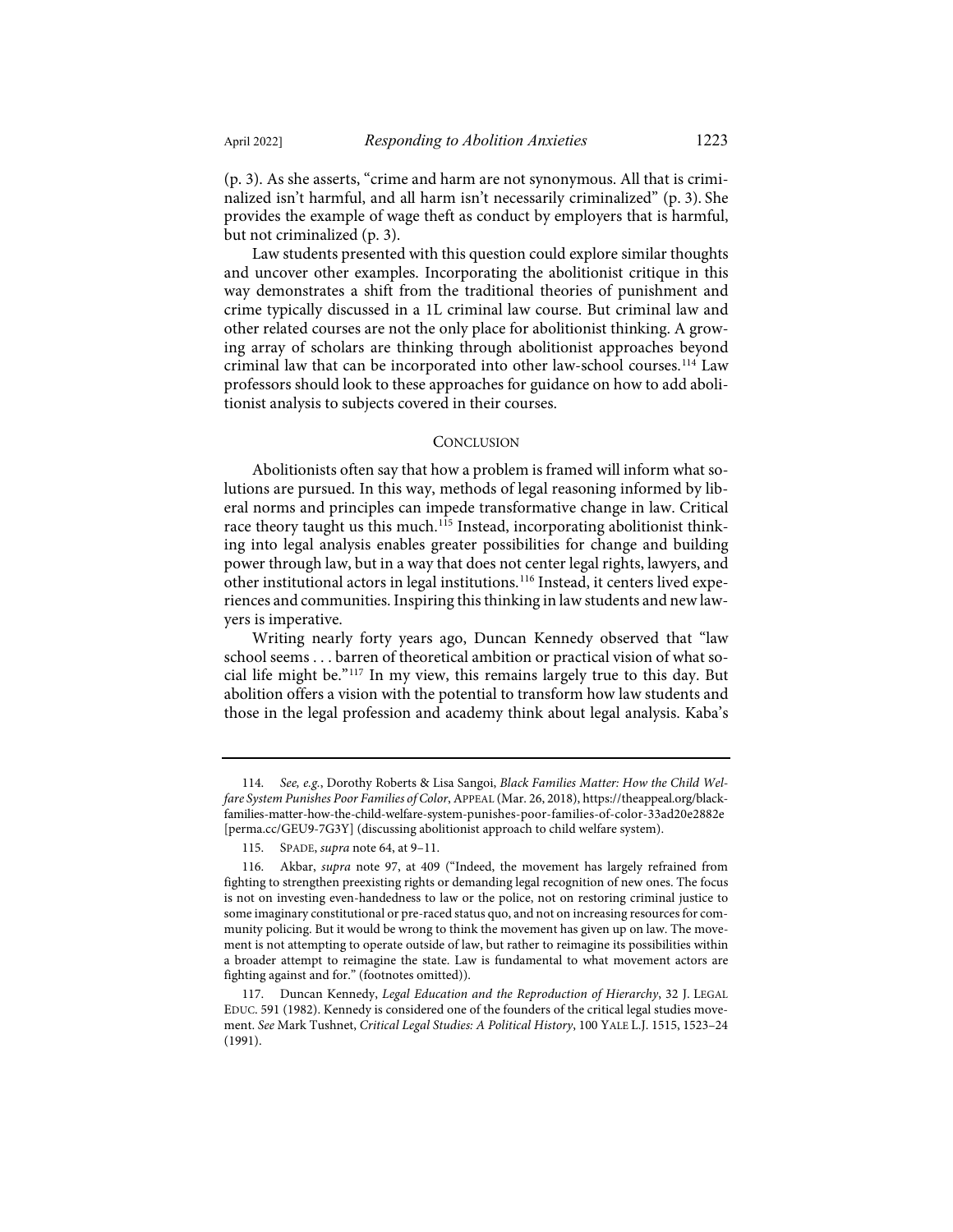(p. 3). As she asserts, "crime and harm are not synonymous. All that is criminalized isn't harmful, and all harm isn't necessarily criminalized" (p. 3). She provides the example of wage theft as conduct by employers that is harmful, but not criminalized (p. 3).

Law students presented with this question could explore similar thoughts and uncover other examples. Incorporating the abolitionist critique in this way demonstrates a shift from the traditional theories of punishment and crime typically discussed in a 1L criminal law course. But criminal law and other related courses are not the only place for abolitionist thinking. A growing array of scholars are thinking through abolitionist approaches beyond criminal law that can be incorporated into other law-school courses.[114] Law professors should look to these approaches for guidance on how to add abolitionist analysis to subjects covered in their courses.

## Conclusion

Abolitionists often say that how a problem is framed will inform what solutions are pursued. In this way, methods of legal reasoning informed by liberal norms and principles can impede transformative change in law. Critical race theory taught us this much.[115] Instead, incorporating abolitionist thinking into legal analysis enables greater possibilities for change and building power through law, but in a way that does not center legal rights, lawyers, and other institutional actors in legal institutions.[116] Instead, it centers lived experiences and communities. Inspiring this thinking in law students and new lawyers is imperative.

Writing nearly forty years ago, Duncan Kennedy observed that "law school seems . . . barren of theoretical ambition or practical vision of what social life might be."[117] In my view, this remains largely true to this day. But abolition offers a vision with the potential to transform how law students and those in the legal profession and academy think about legal analysis. Kaba's

---

114. *See, e.g.*, Dorothy Roberts & Lisa Sangoi, *Black Families Matter: How the Child Welfare System Punishes Poor Families of Color*, APPEAL (Mar. 26, 2018), https://theappeal.org/black-families-matter-how-the-child-welfare-system-punishes-poor-families-of-color-33ad20e2882e [perma.cc/GEU9-7G3Y] (discussing abolitionist approach to child welfare system).

115. SPADE, *supra* note 64, at 9–11.

116. Akbar, *supra* note 97, at 409 ("Indeed, the movement has largely refrained from fighting to strengthen preexisting rights or demanding legal recognition of new ones. The focus is not on investing even-handedness to law or the police, not on restoring criminal justice to some imaginary constitutional or pre-raced status quo, and not on increasing resources for community policing. But it would be wrong to think the movement has given up on law. The movement is not attempting to operate outside of law, but rather to reimagine its possibilities within a broader attempt to reimagine the state. Law is fundamental to what movement actors are fighting against and for." (footnotes omitted)).

117. Duncan Kennedy, *Legal Education and the Reproduction of Hierarchy*, 32 J. LEGAL EDUC. 591 (1982). Kennedy is considered one of the founders of the critical legal studies movement. *See* Mark Tushnet, *Critical Legal Studies: A Political History*, 100 YALE L.J. 1515, 1523–24 (1991).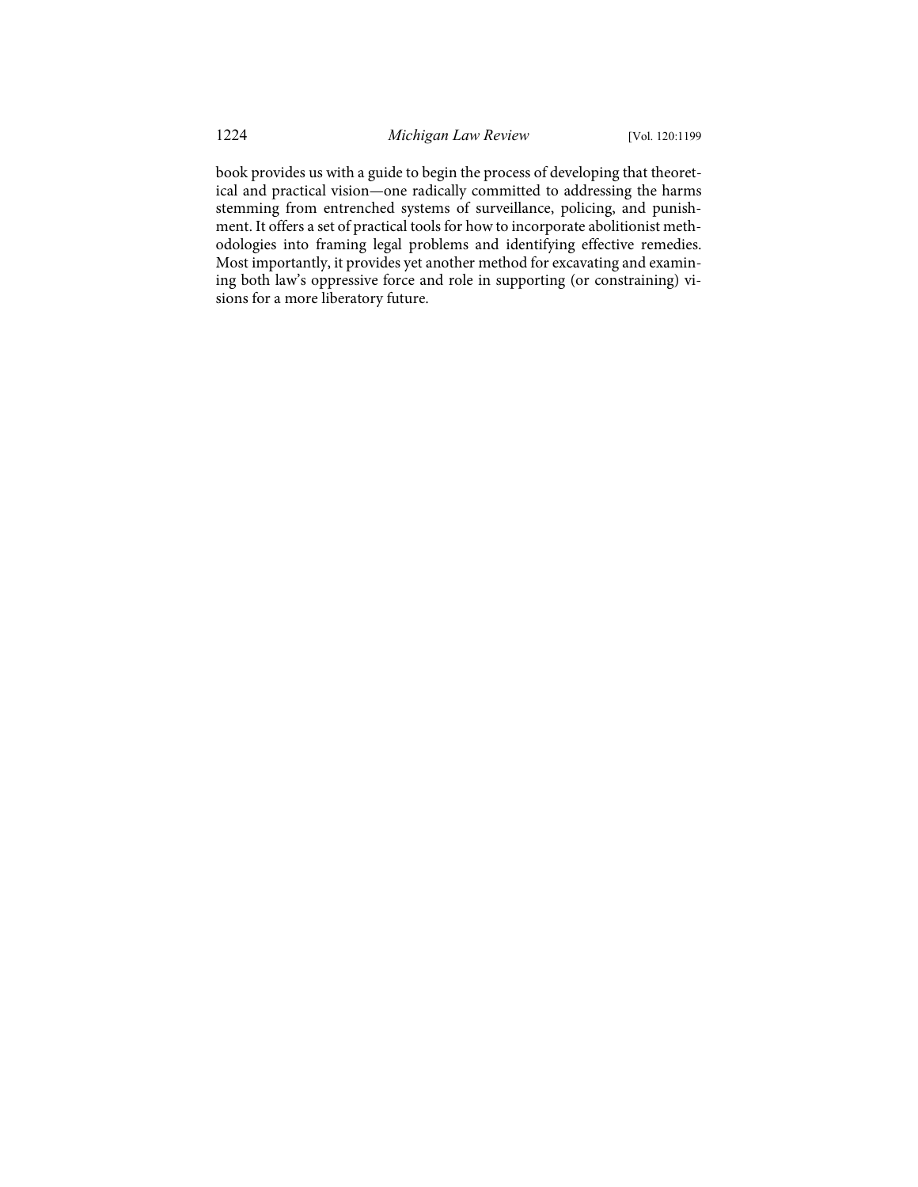book provides us with a guide to begin the process of developing that theoretical and practical vision—one radically committed to addressing the harms stemming from entrenched systems of surveillance, policing, and punishment. It offers a set of practical tools for how to incorporate abolitionist methodologies into framing legal problems and identifying effective remedies. Most importantly, it provides yet another method for excavating and examining both law's oppressive force and role in supporting (or constraining) visions for a more liberatory future.